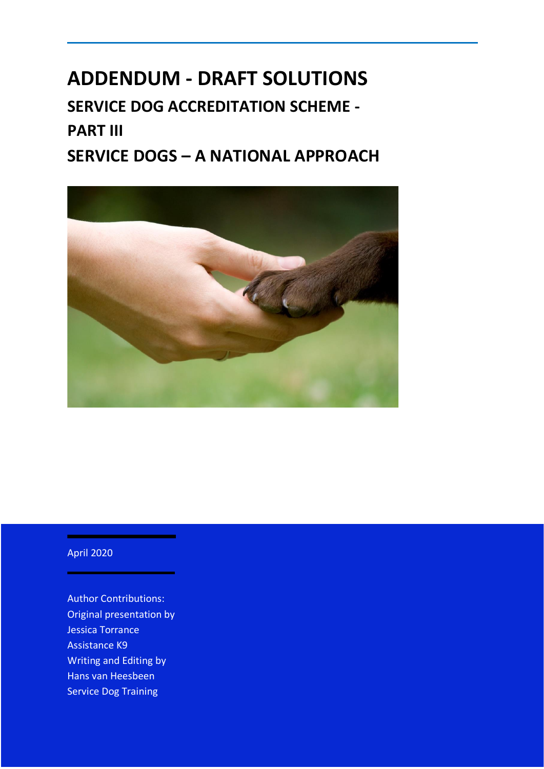# ADDENDUM - DRAFT SOLUTIONS

## SERVICE DOG ACCREDITATION SCHEME - PART III

## SERVICE DOGS – A NATIONAL APPROACH

April 2020

Author Contributions:
Original presentation by
Jessica Torrance
Assistance K9
Writing and Editing by
Hans van Heesbeen
Service Dog Training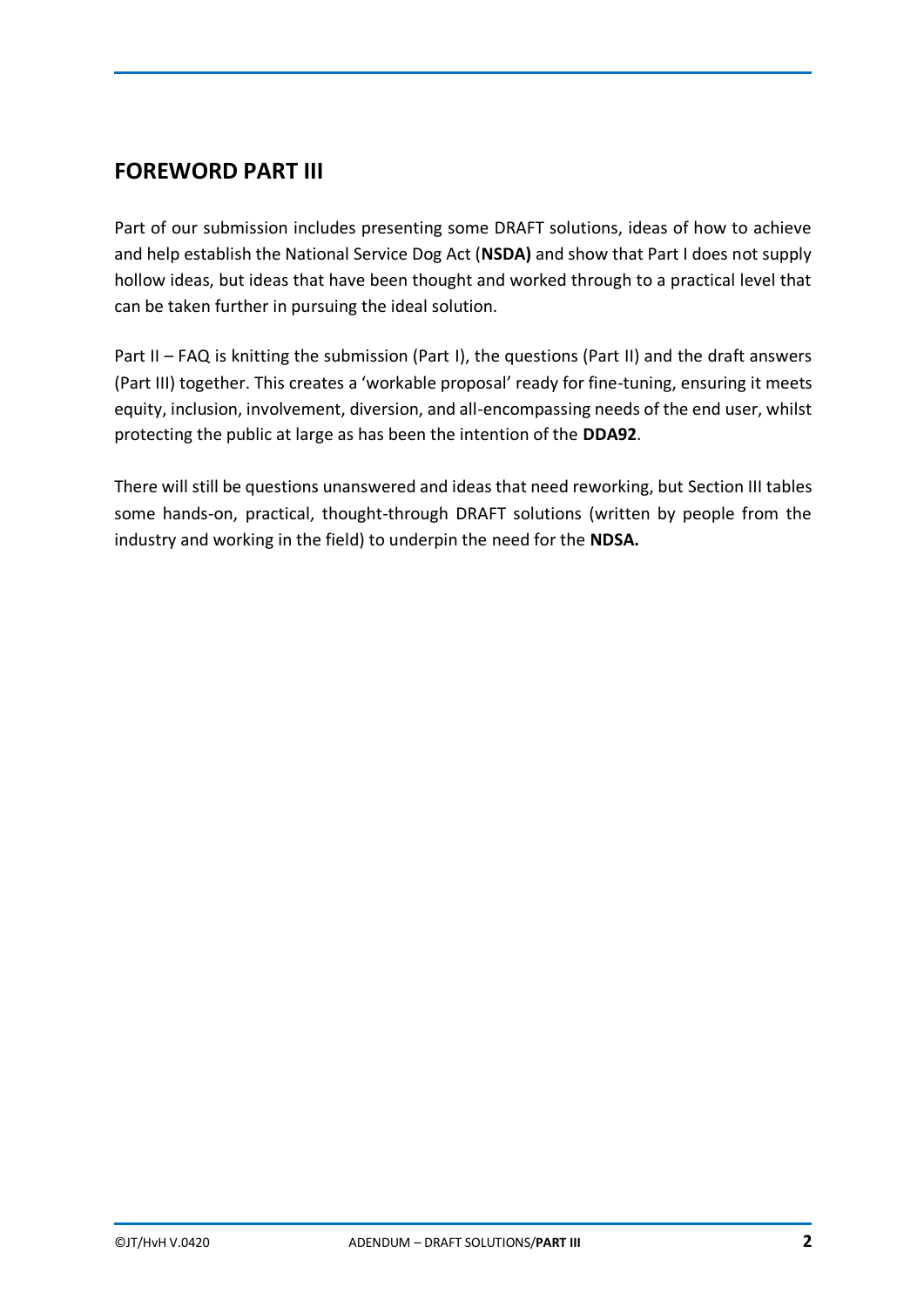## FOREWORD PART III

Part of our submission includes presenting some DRAFT solutions, ideas of how to achieve and help establish the National Service Dog Act (**NSDA)** and show that Part I does not supply hollow ideas, but ideas that have been thought and worked through to a practical level that can be taken further in pursuing the ideal solution.

Part II – FAQ is knitting the submission (Part I), the questions (Part II) and the draft answers (Part III) together. This creates a 'workable proposal' ready for fine-tuning, ensuring it meets equity, inclusion, involvement, diversion, and all-encompassing needs of the end user, whilst protecting the public at large as has been the intention of the **DDA92**.

There will still be questions unanswered and ideas that need reworking, but Section III tables some hands-on, practical, thought-through DRAFT solutions (written by people from the industry and working in the field) to underpin the need for the **NDSA.**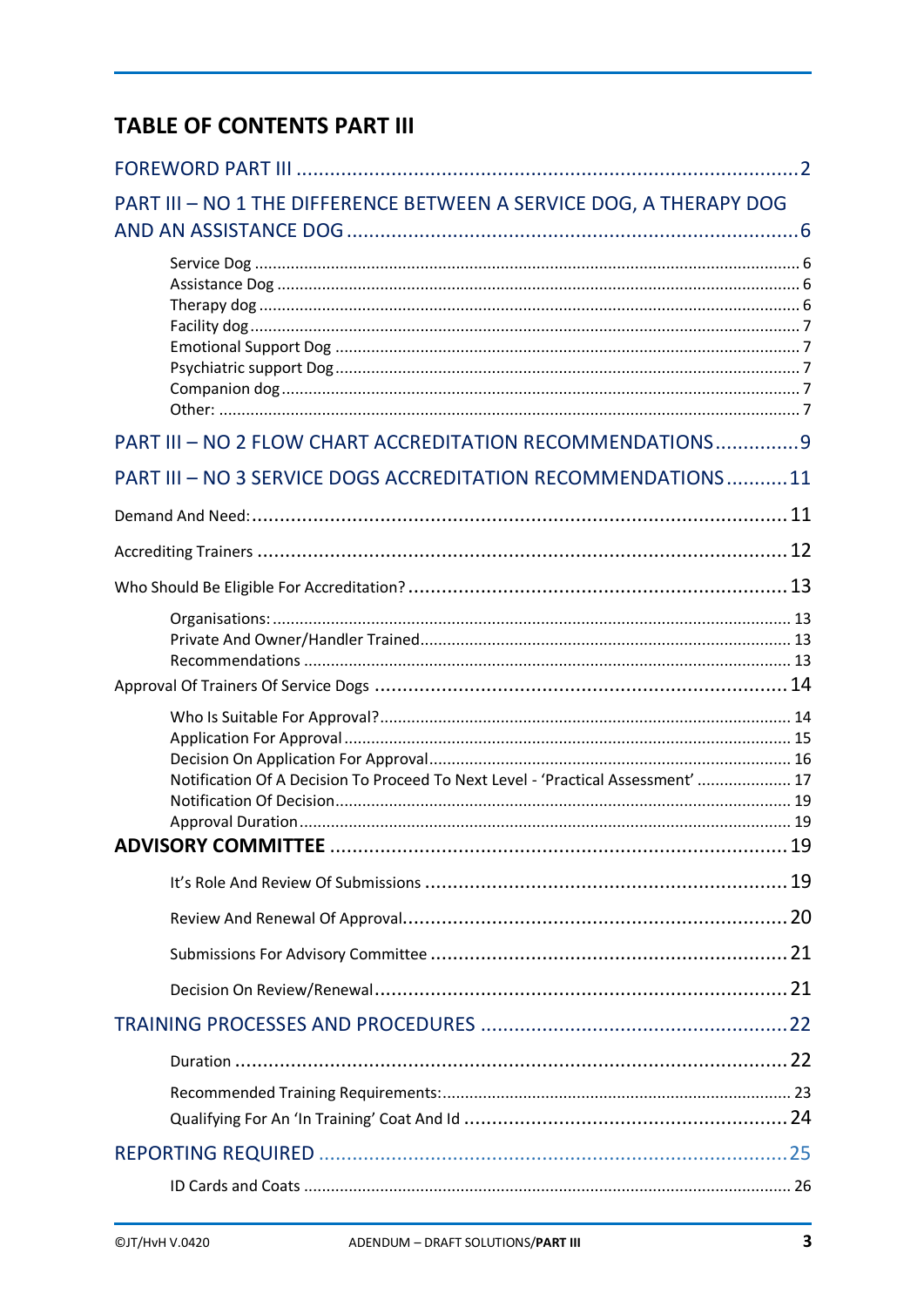## TABLE OF CONTENTS PART III

FOREWORD PART III ........................................................................................2

PART III – NO 1 THE DIFFERENCE BETWEEN A SERVICE DOG, A THERAPY DOG AND AN ASSISTANCE DOG ...............................................................................6

- Service Dog ........................................................................................................ 6
- Assistance Dog ................................................................................................... 6
- Therapy dog ....................................................................................................... 6
- Facility dog ........................................................................................................ 7
- Emotional Support Dog ...................................................................................... 7
- Psychiatric support Dog ...................................................................................... 7
- Companion dog .................................................................................................. 7
- Other: ................................................................................................................ 7

PART III – NO 2 FLOW CHART ACCREDITATION RECOMMENDATIONS ..............9

PART III – NO 3 SERVICE DOGS ACCREDITATION RECOMMENDATIONS ...........11

Demand And Need: ............................................................................................... 11

Accrediting Trainers ............................................................................................. 12

Who Should Be Eligible For Accreditation? ............................................................ 13

- Organisations: ................................................................................................... 13
- Private And Owner/Handler Trained .................................................................. 13
- Recommendations ............................................................................................ 13

Approval Of Trainers Of Service Dogs .................................................................. 14

- Who Is Suitable For Approval? ........................................................................... 14
- Application For Approval .................................................................................. 15
- Decision On Application For Approval ................................................................ 16
- Notification Of A Decision To Proceed To Next Level - 'Practical Assessment' ..................... 17
- Notification Of Decision .................................................................................... 19
- Approval Duration ............................................................................................ 19

**ADVISORY COMMITTEE** ................................................................................. 19

- It's Role And Review Of Submissions ................................................................. 19
- Review And Renewal Of Approval ..................................................................... 20
- Submissions For Advisory Committee ................................................................ 21
- Decision On Review/Renewal ............................................................................ 21

TRAINING PROCESSES AND PROCEDURES ......................................................22

- Duration ........................................................................................................... 22
- Recommended Training Requirements: ............................................................. 23
- Qualifying For An 'In Training' Coat And Id ......................................................... 24

REPORTING REQUIRED ...................................................................................25

- ID Cards and Coats ........................................................................................... 26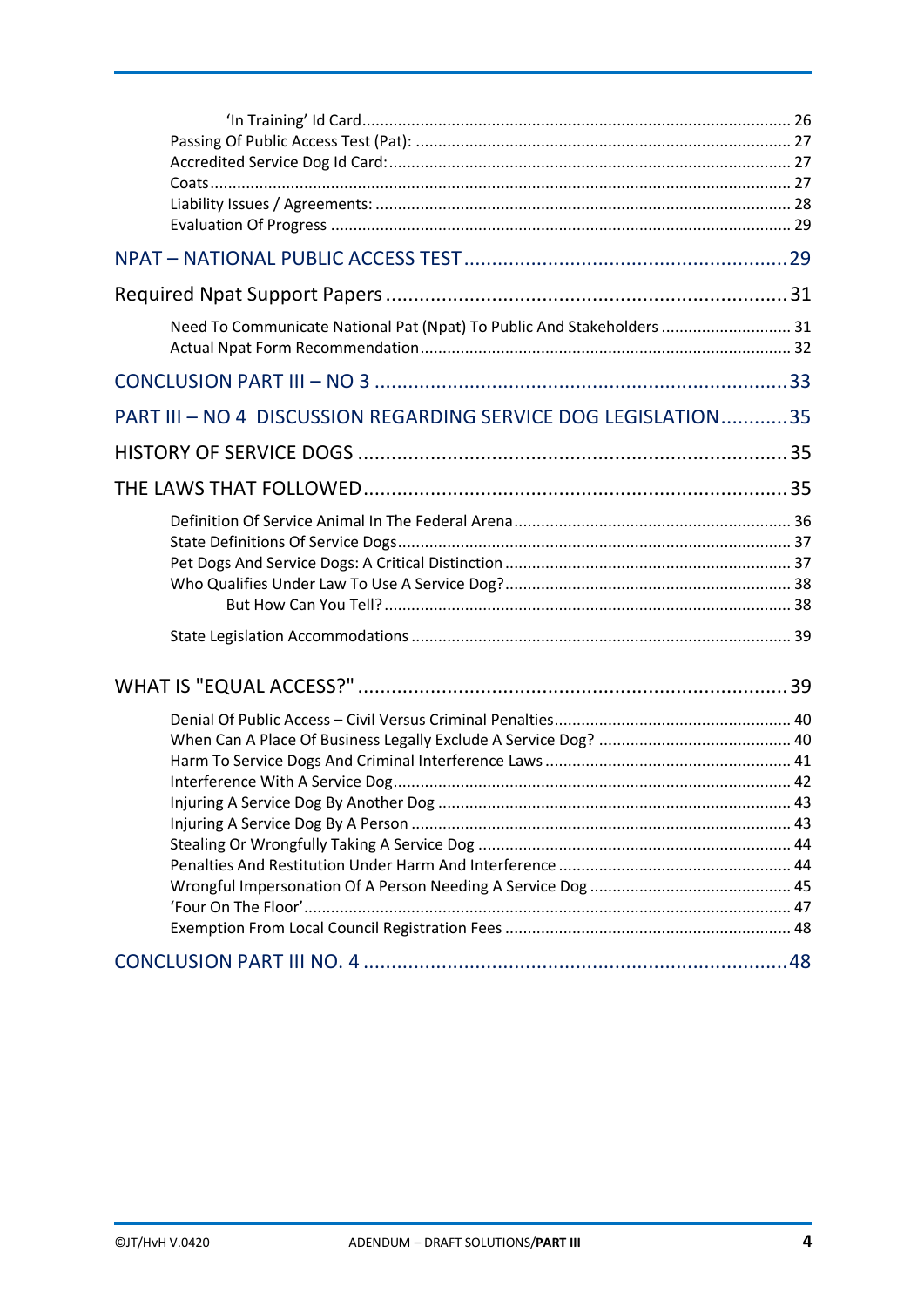'In Training' Id Card ........................................................................................ 26
Passing Of Public Access Test (Pat): ............................................................................ 27
Accredited Service Dog Id Card: ................................................................................... 27
Coats ............................................................................................................................ 27
Liability Issues / Agreements: ...................................................................................... 28
Evaluation Of Progress .................................................................................................. 29

NPAT – NATIONAL PUBLIC ACCESS TEST ......................................................... 29

Required Npat Support Papers ........................................................................ 31

Need To Communicate National Pat (Npat) To Public And Stakeholders ............................ 31
Actual Npat Form Recommendation .................................................................................. 32

CONCLUSION PART III – NO 3 ......................................................................... 33

PART III – NO 4 DISCUSSION REGARDING SERVICE DOG LEGISLATION ............ 35

HISTORY OF SERVICE DOGS ............................................................................ 35

THE LAWS THAT FOLLOWED ............................................................................ 35

Definition Of Service Animal In The Federal Arena ............................................................ 36
State Definitions Of Service Dogs ...................................................................................... 37
Pet Dogs And Service Dogs: A Critical Distinction ............................................................ 37
Who Qualifies Under Law To Use A Service Dog? .............................................................. 38
But How Can You Tell? ........................................................................................ 38

State Legislation Accommodations .................................................................................... 39

WHAT IS "EQUAL ACCESS?" ............................................................................ 39

Denial Of Public Access – Civil Versus Criminal Penalties .................................................... 40
When Can A Place Of Business Legally Exclude A Service Dog? .......................................... 40
Harm To Service Dogs And Criminal Interference Laws ...................................................... 41
Interference With A Service Dog ......................................................................................... 42
Injuring A Service Dog By Another Dog .............................................................................. 43
Injuring A Service Dog By A Person .................................................................................... 43
Stealing Or Wrongfully Taking A Service Dog ..................................................................... 44
Penalties And Restitution Under Harm And Interference ................................................... 44
Wrongful Impersonation Of A Person Needing A Service Dog ............................................ 45
'Four On The Floor' ............................................................................................................ 47
Exemption From Local Council Registration Fees ............................................................... 48

CONCLUSION PART III NO. 4 ........................................................................... 48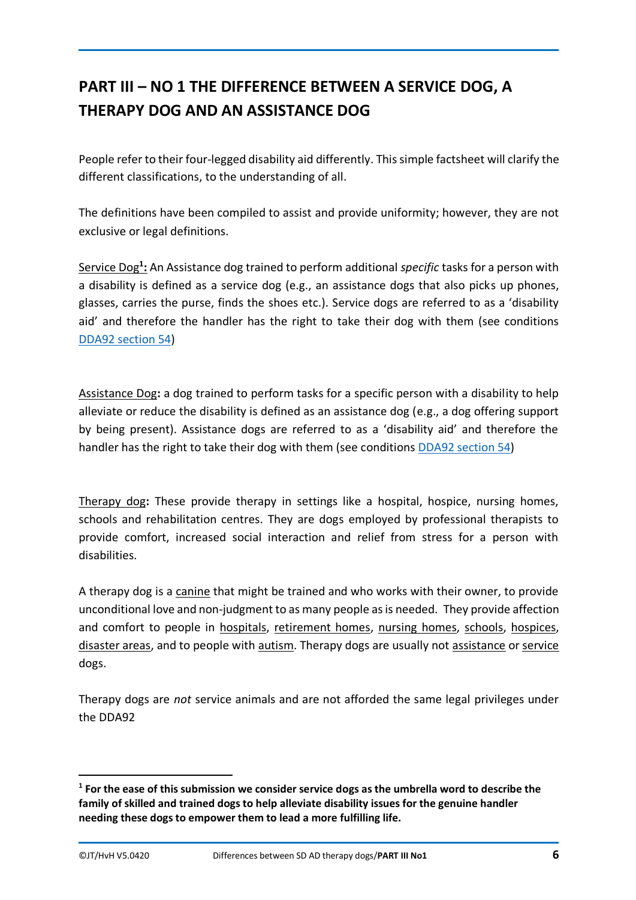## PART III – NO 1 THE DIFFERENCE BETWEEN A SERVICE DOG, A THERAPY DOG AND AN ASSISTANCE DOG

People refer to their four-legged disability aid differently. This simple factsheet will clarify the different classifications, to the understanding of all.

The definitions have been compiled to assist and provide uniformity; however, they are not exclusive or legal definitions.

Service Dog[1]**:** An Assistance dog trained to perform additional *specific* tasks for a person with a disability is defined as a service dog (e.g., an assistance dogs that also picks up phones, glasses, carries the purse, finds the shoes etc.). Service dogs are referred to as a 'disability aid' and therefore the handler has the right to take their dog with them (see conditions [DDA92 section 54](DDA92 section 54))

Assistance Dog**:** a dog trained to perform tasks for a specific person with a disability to help alleviate or reduce the disability is defined as an assistance dog (e.g., a dog offering support by being present). Assistance dogs are referred to as a 'disability aid' and therefore the handler has the right to take their dog with them (see conditions [DDA92 section 54](DDA92 section 54))

Therapy dog**:** These provide therapy in settings like a hospital, hospice, nursing homes, schools and rehabilitation centres. They are dogs employed by professional therapists to provide comfort, increased social interaction and relief from stress for a person with disabilities.

A therapy dog is a canine that might be trained and who works with their owner, to provide unconditional love and non-judgment to as many people as is needed. They provide affection and comfort to people in hospitals, retirement homes, nursing homes, schools, hospices, disaster areas, and to people with autism. Therapy dogs are usually not assistance or service dogs.

Therapy dogs are *not* service animals and are not afforded the same legal privileges under the DDA92

---

[1] **For the ease of this submission we consider service dogs as the umbrella word to describe the family of skilled and trained dogs to help alleviate disability issues for the genuine handler needing these dogs to empower them to lead a more fulfilling life.**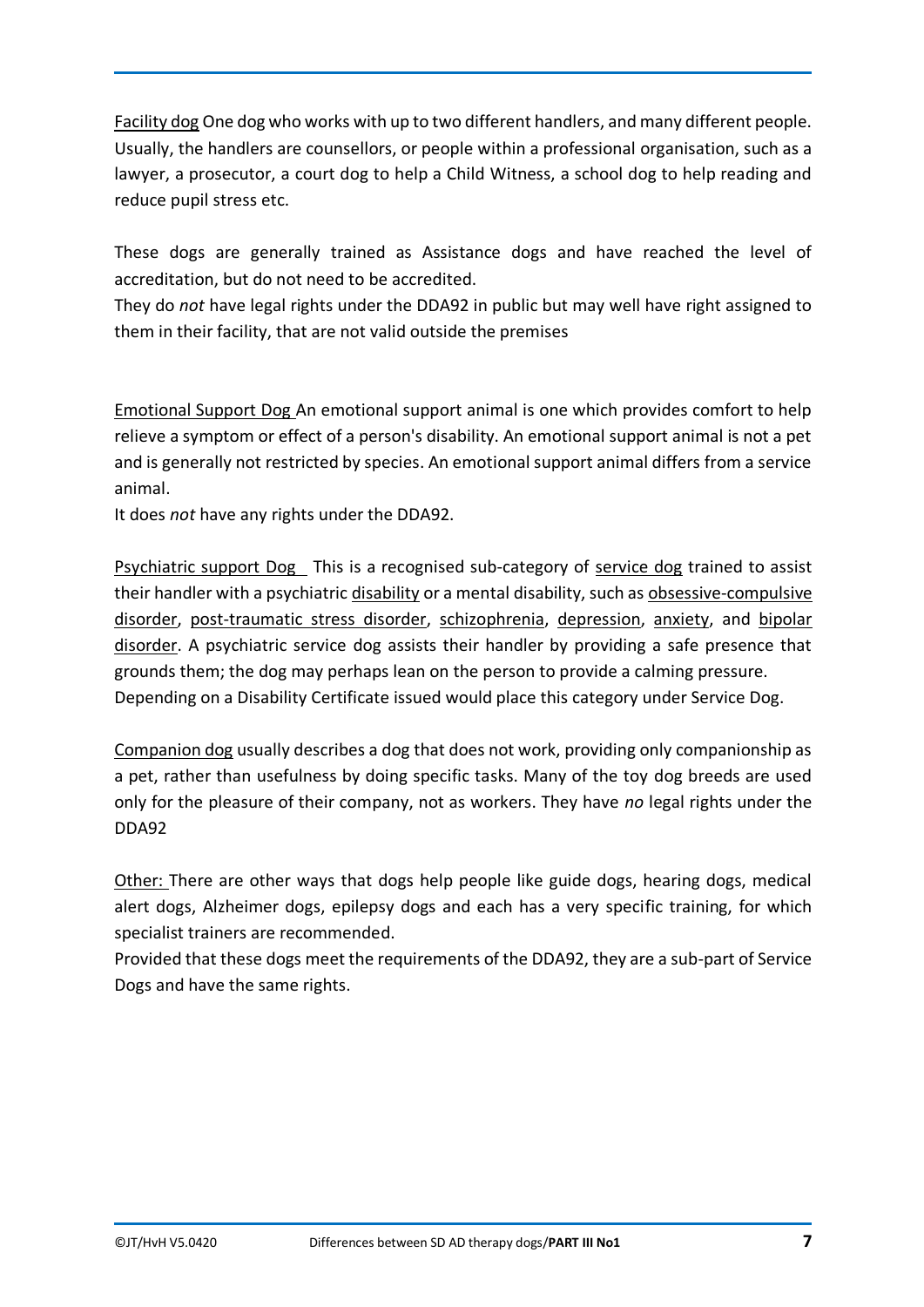<u>Facility dog</u> One dog who works with up to two different handlers, and many different people. Usually, the handlers are counsellors, or people within a professional organisation, such as a lawyer, a prosecutor, a court dog to help a Child Witness, a school dog to help reading and reduce pupil stress etc.

These dogs are generally trained as Assistance dogs and have reached the level of accreditation, but do not need to be accredited.
They do *not* have legal rights under the DDA92 in public but may well have right assigned to them in their facility, that are not valid outside the premises

<u>Emotional Support Dog</u> An emotional support animal is one which provides comfort to help relieve a symptom or effect of a person's disability. An emotional support animal is not a pet and is generally not restricted by species. An emotional support animal differs from a service animal.
It does *not* have any rights under the DDA92.

<u>Psychiatric support Dog</u> This is a recognised sub-category of <u>service dog</u> trained to assist their handler with a psychiatric <u>disability</u> or a mental disability, such as <u>obsessive-compulsive disorder</u>, <u>post-traumatic stress disorder</u>, <u>schizophrenia</u>, <u>depression</u>, <u>anxiety</u>, and <u>bipolar disorder</u>. A psychiatric service dog assists their handler by providing a safe presence that grounds them; the dog may perhaps lean on the person to provide a calming pressure.
Depending on a Disability Certificate issued would place this category under Service Dog.

<u>Companion dog</u> usually describes a dog that does not work, providing only companionship as a pet, rather than usefulness by doing specific tasks. Many of the toy dog breeds are used only for the pleasure of their company, not as workers. They have *no* legal rights under the DDA92

<u>Other:</u> There are other ways that dogs help people like guide dogs, hearing dogs, medical alert dogs, Alzheimer dogs, epilepsy dogs and each has a very specific training, for which specialist trainers are recommended.
Provided that these dogs meet the requirements of the DDA92, they are a sub-part of Service Dogs and have the same rights.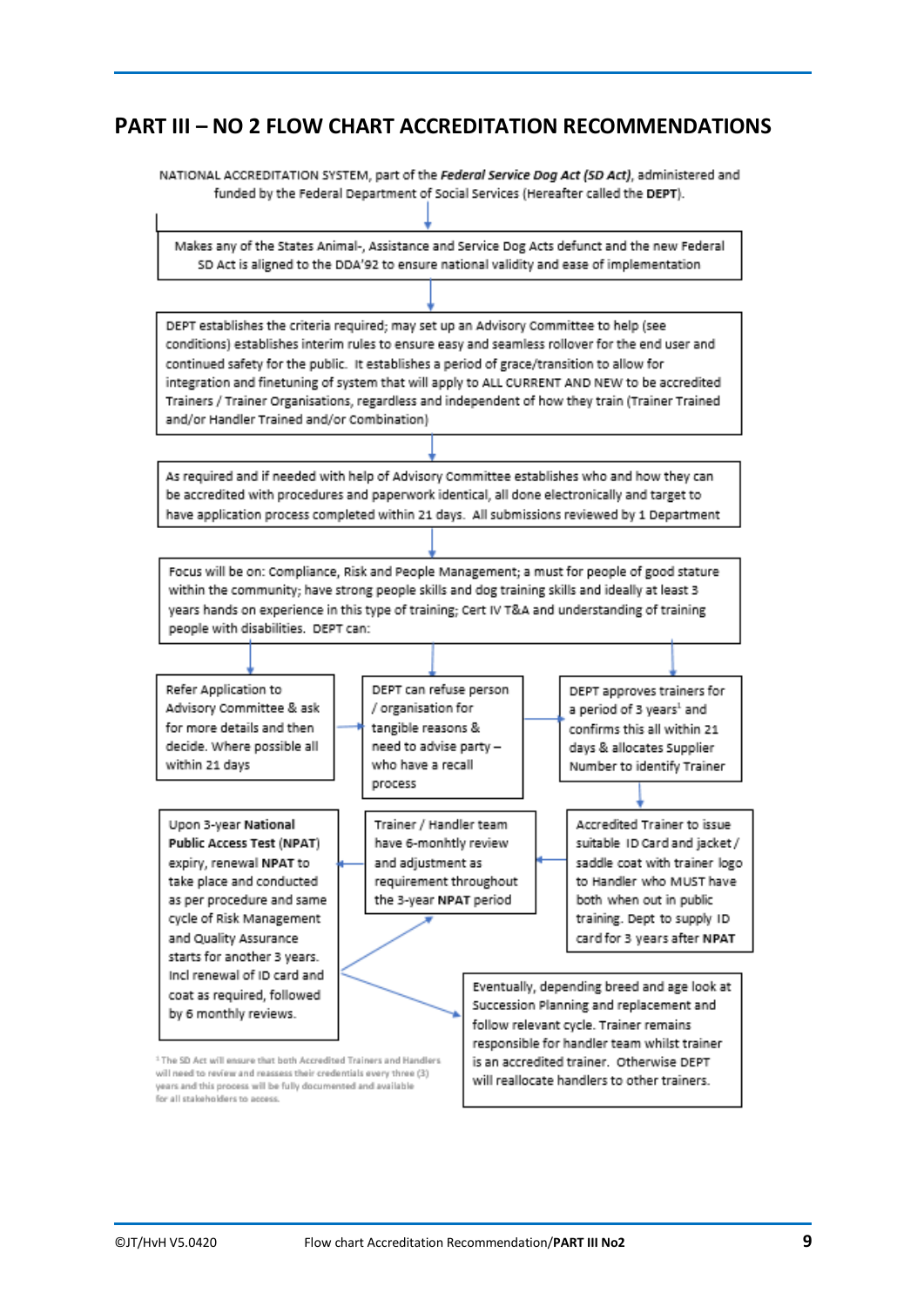## PART III – NO 2 FLOW CHART ACCREDITATION RECOMMENDATIONS

NATIONAL ACCREDITATION SYSTEM, part of the ***Federal Service Dog Act (SD Act)***, administered and funded by the Federal Department of Social Services (Hereafter called the **DEPT**).

Makes any of the States Animal-, Assistance and Service Dog Acts defunct and the new Federal SD Act is aligned to the DDA'92 to ensure national validity and ease of implementation

DEPT establishes the criteria required; may set up an Advisory Committee to help (see conditions) establishes interim rules to ensure easy and seamless rollover for the end user and continued safety for the public. It establishes a period of grace/transition to allow for integration and finetuning of system that will apply to ALL CURRENT AND NEW to be accredited Trainers / Trainer Organisations, regardless and independent of how they train (Trainer Trained and/or Handler Trained and/or Combination)

As required and if needed with help of Advisory Committee establishes who and how they can be accredited with procedures and paperwork identical, all done electronically and target to have application process completed within 21 days. All submissions reviewed by 1 Department

Focus will be on: Compliance, Risk and People Management; a must for people of good stature within the community; have strong people skills and dog training skills and ideally at least 3 years hands on experience in this type of training; Cert IV T&A and understanding of training people with disabilities. DEPT can:

Refer Application to Advisory Committee & ask for more details and then decide. Where possible all within 21 days

DEPT can refuse person / organisation for tangible reasons & need to advise party – who have a recall process

DEPT approves trainers for a period of 3 years[1] and confirms this all within 21 days & allocates Supplier Number to identify Trainer

Accredited Trainer to issue suitable ID Card and jacket / saddle coat with trainer logo to Handler who MUST have both when out in public training. Dept to supply ID card for 3 years after **NPAT**

Trainer / Handler team have 6-monhtly review and adjustment as requirement throughout the 3-year **NPAT** period

Upon 3-year **National Public Access Test** (**NPAT**) expiry, renewal **NPAT** to take place and conducted as per procedure and same cycle of Risk Management and Quality Assurance starts for another 3 years. Incl renewal of ID card and coat as required, followed by 6 monthly reviews.

Eventually, depending breed and age look at Succession Planning and replacement and follow relevant cycle. Trainer remains responsible for handler team whilst trainer is an accredited trainer. Otherwise DEPT will reallocate handlers to other trainers.

[1] The SD Act will ensure that both Accredited Trainers and Handlers will need to review and reassess their credentials every three (3) years and this process will be fully documented and available for all stakeholders to access.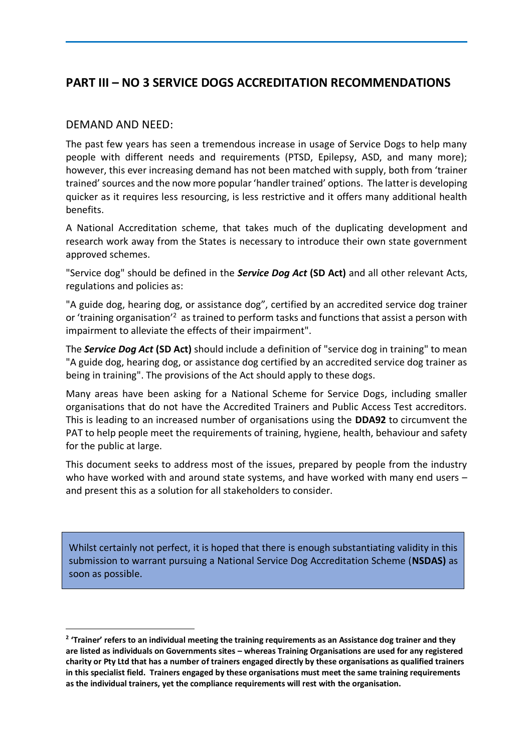## PART III – NO 3 SERVICE DOGS ACCREDITATION RECOMMENDATIONS

### DEMAND AND NEED:

The past few years has seen a tremendous increase in usage of Service Dogs to help many people with different needs and requirements (PTSD, Epilepsy, ASD, and many more); however, this ever increasing demand has not been matched with supply, both from 'trainer trained' sources and the now more popular 'handler trained' options. The latter is developing quicker as it requires less resourcing, is less restrictive and it offers many additional health benefits.

A National Accreditation scheme, that takes much of the duplicating development and research work away from the States is necessary to introduce their own state government approved schemes.

"Service dog" should be defined in the ***Service Dog Act*** **(SD Act)** and all other relevant Acts, regulations and policies as:

"A guide dog, hearing dog, or assistance dog", certified by an accredited service dog trainer or 'training organisation'[2] as trained to perform tasks and functions that assist a person with impairment to alleviate the effects of their impairment".

The ***Service Dog Act*** **(SD Act)** should include a definition of "service dog in training" to mean "A guide dog, hearing dog, or assistance dog certified by an accredited service dog trainer as being in training". The provisions of the Act should apply to these dogs.

Many areas have been asking for a National Scheme for Service Dogs, including smaller organisations that do not have the Accredited Trainers and Public Access Test accreditors. This is leading to an increased number of organisations using the **DDA92** to circumvent the PAT to help people meet the requirements of training, hygiene, health, behaviour and safety for the public at large.

This document seeks to address most of the issues, prepared by people from the industry who have worked with and around state systems, and have worked with many end users – and present this as a solution for all stakeholders to consider.

> Whilst certainly not perfect, it is hoped that there is enough substantiating validity in this submission to warrant pursuing a National Service Dog Accreditation Scheme (**NSDAS)** as soon as possible.

---

[2] **'Trainer' refers to an individual meeting the training requirements as an Assistance dog trainer and they are listed as individuals on Governments sites – whereas Training Organisations are used for any registered charity or Pty Ltd that has a number of trainers engaged directly by these organisations as qualified trainers in this specialist field. Trainers engaged by these organisations must meet the same training requirements as the individual trainers, yet the compliance requirements will rest with the organisation.**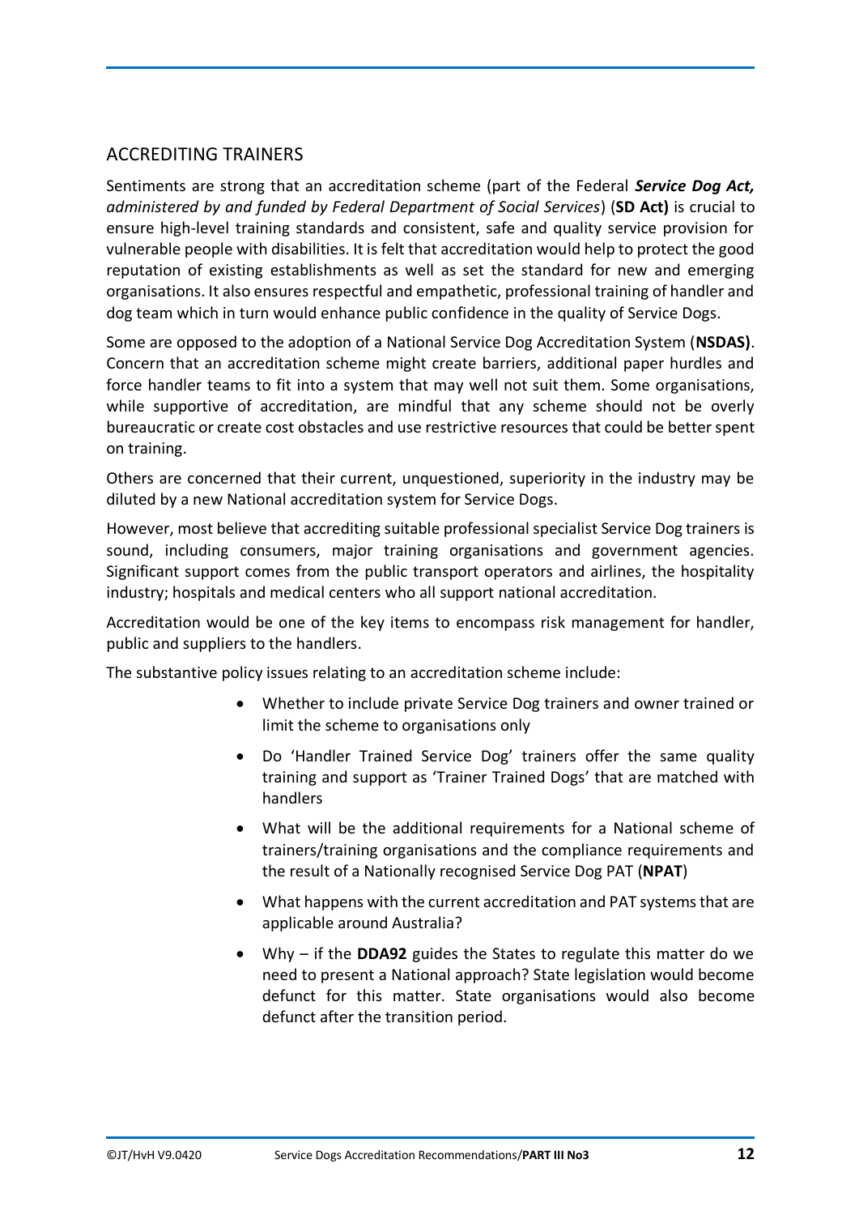## ACCREDITING TRAINERS

Sentiments are strong that an accreditation scheme (part of the Federal ***Service Dog Act,*** *administered by and funded by Federal Department of Social Services*) (**SD Act)** is crucial to ensure high-level training standards and consistent, safe and quality service provision for vulnerable people with disabilities. It is felt that accreditation would help to protect the good reputation of existing establishments as well as set the standard for new and emerging organisations. It also ensures respectful and empathetic, professional training of handler and dog team which in turn would enhance public confidence in the quality of Service Dogs.

Some are opposed to the adoption of a National Service Dog Accreditation System (**NSDAS)**. Concern that an accreditation scheme might create barriers, additional paper hurdles and force handler teams to fit into a system that may well not suit them. Some organisations, while supportive of accreditation, are mindful that any scheme should not be overly bureaucratic or create cost obstacles and use restrictive resources that could be better spent on training.

Others are concerned that their current, unquestioned, superiority in the industry may be diluted by a new National accreditation system for Service Dogs.

However, most believe that accrediting suitable professional specialist Service Dog trainers is sound, including consumers, major training organisations and government agencies. Significant support comes from the public transport operators and airlines, the hospitality industry; hospitals and medical centers who all support national accreditation.

Accreditation would be one of the key items to encompass risk management for handler, public and suppliers to the handlers.

The substantive policy issues relating to an accreditation scheme include:

- Whether to include private Service Dog trainers and owner trained or limit the scheme to organisations only
- Do 'Handler Trained Service Dog' trainers offer the same quality training and support as 'Trainer Trained Dogs' that are matched with handlers
- What will be the additional requirements for a National scheme of trainers/training organisations and the compliance requirements and the result of a Nationally recognised Service Dog PAT (**NPAT**)
- What happens with the current accreditation and PAT systems that are applicable around Australia?
- Why – if the **DDA92** guides the States to regulate this matter do we need to present a National approach? State legislation would become defunct for this matter. State organisations would also become defunct after the transition period.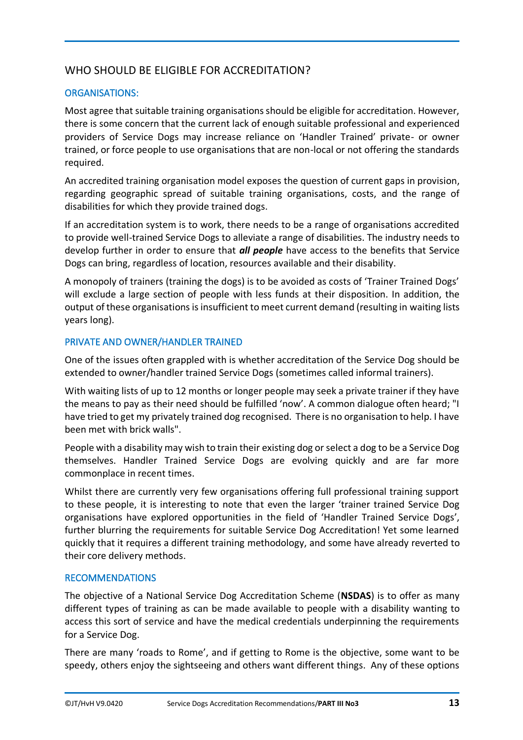## WHO SHOULD BE ELIGIBLE FOR ACCREDITATION?

### ORGANISATIONS:

Most agree that suitable training organisations should be eligible for accreditation. However, there is some concern that the current lack of enough suitable professional and experienced providers of Service Dogs may increase reliance on 'Handler Trained' private- or owner trained, or force people to use organisations that are non-local or not offering the standards required.

An accredited training organisation model exposes the question of current gaps in provision, regarding geographic spread of suitable training organisations, costs, and the range of disabilities for which they provide trained dogs.

If an accreditation system is to work, there needs to be a range of organisations accredited to provide well-trained Service Dogs to alleviate a range of disabilities. The industry needs to develop further in order to ensure that ***all people*** have access to the benefits that Service Dogs can bring, regardless of location, resources available and their disability.

A monopoly of trainers (training the dogs) is to be avoided as costs of 'Trainer Trained Dogs' will exclude a large section of people with less funds at their disposition. In addition, the output of these organisations is insufficient to meet current demand (resulting in waiting lists years long).

### PRIVATE AND OWNER/HANDLER TRAINED

One of the issues often grappled with is whether accreditation of the Service Dog should be extended to owner/handler trained Service Dogs (sometimes called informal trainers).

With waiting lists of up to 12 months or longer people may seek a private trainer if they have the means to pay as their need should be fulfilled 'now'. A common dialogue often heard; "I have tried to get my privately trained dog recognised. There is no organisation to help. I have been met with brick walls".

People with a disability may wish to train their existing dog or select a dog to be a Service Dog themselves. Handler Trained Service Dogs are evolving quickly and are far more commonplace in recent times.

Whilst there are currently very few organisations offering full professional training support to these people, it is interesting to note that even the larger 'trainer trained Service Dog organisations have explored opportunities in the field of 'Handler Trained Service Dogs', further blurring the requirements for suitable Service Dog Accreditation! Yet some learned quickly that it requires a different training methodology, and some have already reverted to their core delivery methods.

### RECOMMENDATIONS

The objective of a National Service Dog Accreditation Scheme (**NSDAS**) is to offer as many different types of training as can be made available to people with a disability wanting to access this sort of service and have the medical credentials underpinning the requirements for a Service Dog.

There are many 'roads to Rome', and if getting to Rome is the objective, some want to be speedy, others enjoy the sightseeing and others want different things. Any of these options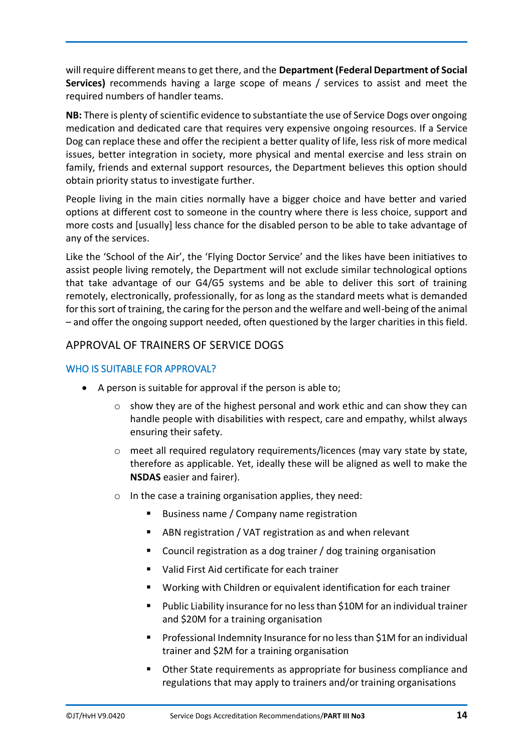will require different means to get there, and the **Department (Federal Department of Social Services)** recommends having a large scope of means / services to assist and meet the required numbers of handler teams.

**NB:** There is plenty of scientific evidence to substantiate the use of Service Dogs over ongoing medication and dedicated care that requires very expensive ongoing resources. If a Service Dog can replace these and offer the recipient a better quality of life, less risk of more medical issues, better integration in society, more physical and mental exercise and less strain on family, friends and external support resources, the Department believes this option should obtain priority status to investigate further.

People living in the main cities normally have a bigger choice and have better and varied options at different cost to someone in the country where there is less choice, support and more costs and [usually] less chance for the disabled person to be able to take advantage of any of the services.

Like the 'School of the Air', the 'Flying Doctor Service' and the likes have been initiatives to assist people living remotely, the Department will not exclude similar technological options that take advantage of our G4/G5 systems and be able to deliver this sort of training remotely, electronically, professionally, for as long as the standard meets what is demanded for this sort of training, the caring for the person and the welfare and well-being of the animal – and offer the ongoing support needed, often questioned by the larger charities in this field.

## APPROVAL OF TRAINERS OF SERVICE DOGS

### WHO IS SUITABLE FOR APPROVAL?

- A person is suitable for approval if the person is able to;
  - show they are of the highest personal and work ethic and can show they can handle people with disabilities with respect, care and empathy, whilst always ensuring their safety.
  - meet all required regulatory requirements/licences (may vary state by state, therefore as applicable. Yet, ideally these will be aligned as well to make the **NSDAS** easier and fairer).
  - In the case a training organisation applies, they need:
    - Business name / Company name registration
    - ABN registration / VAT registration as and when relevant
    - Council registration as a dog trainer / dog training organisation
    - Valid First Aid certificate for each trainer
    - Working with Children or equivalent identification for each trainer
    - Public Liability insurance for no less than $10M for an individual trainer and $20M for a training organisation
    - Professional Indemnity Insurance for no less than $1M for an individual trainer and $2M for a training organisation
    - Other State requirements as appropriate for business compliance and regulations that may apply to trainers and/or training organisations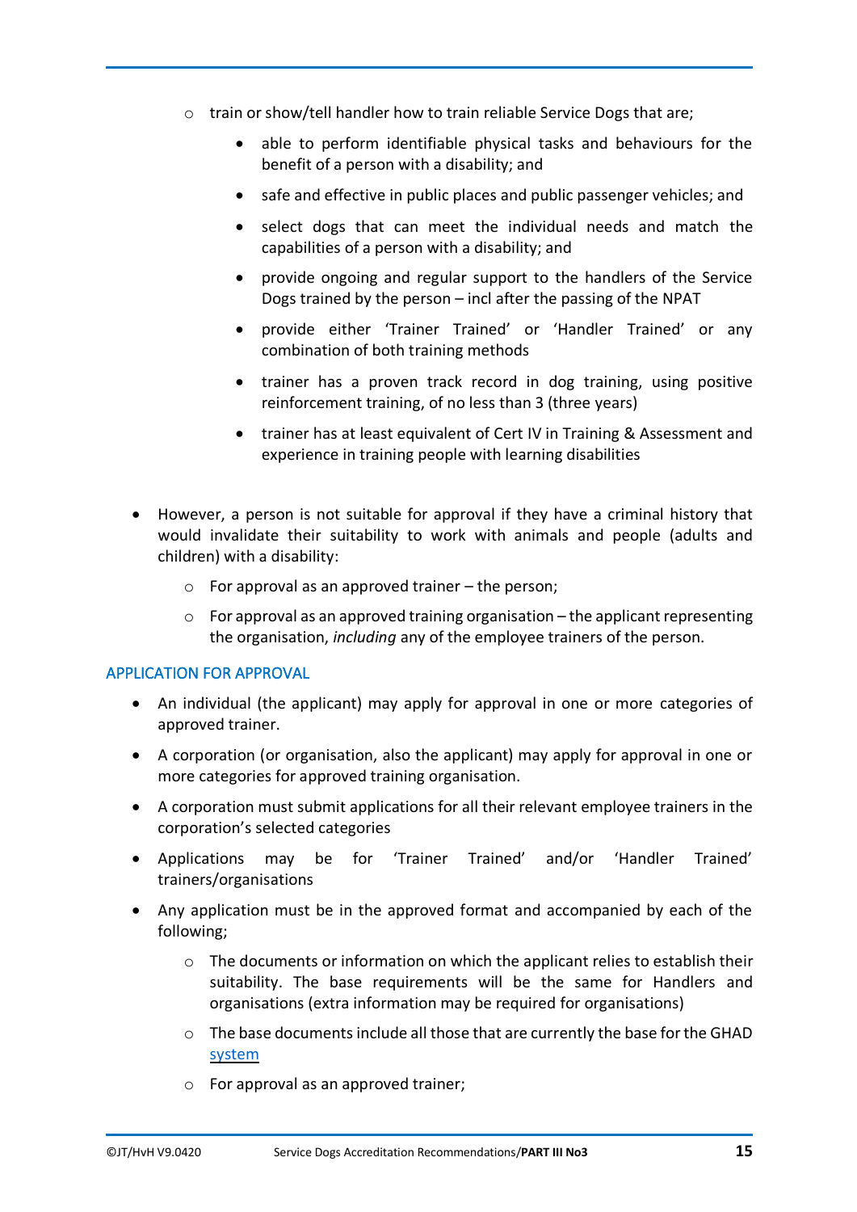- train or show/tell handler how to train reliable Service Dogs that are;
    - able to perform identifiable physical tasks and behaviours for the benefit of a person with a disability; and
    - safe and effective in public places and public passenger vehicles; and
    - select dogs that can meet the individual needs and match the capabilities of a person with a disability; and
    - provide ongoing and regular support to the handlers of the Service Dogs trained by the person – incl after the passing of the NPAT
    - provide either 'Trainer Trained' or 'Handler Trained' or any combination of both training methods
    - trainer has a proven track record in dog training, using positive reinforcement training, of no less than 3 (three years)
    - trainer has at least equivalent of Cert IV in Training & Assessment and experience in training people with learning disabilities

- However, a person is not suitable for approval if they have a criminal history that would invalidate their suitability to work with animals and people (adults and children) with a disability:
    - For approval as an approved trainer – the person;
    - For approval as an approved training organisation – the applicant representing the organisation, *including* any of the employee trainers of the person.

## APPLICATION FOR APPROVAL

- An individual (the applicant) may apply for approval in one or more categories of approved trainer.
- A corporation (or organisation, also the applicant) may apply for approval in one or more categories for approved training organisation.
- A corporation must submit applications for all their relevant employee trainers in the corporation's selected categories
- Applications may be for 'Trainer Trained' and/or 'Handler Trained' trainers/organisations
- Any application must be in the approved format and accompanied by each of the following;
    - The documents or information on which the applicant relies to establish their suitability. The base requirements will be the same for Handlers and organisations (extra information may be required for organisations)
    - The base documents include all those that are currently the base for the GHAD system
    - For approval as an approved trainer;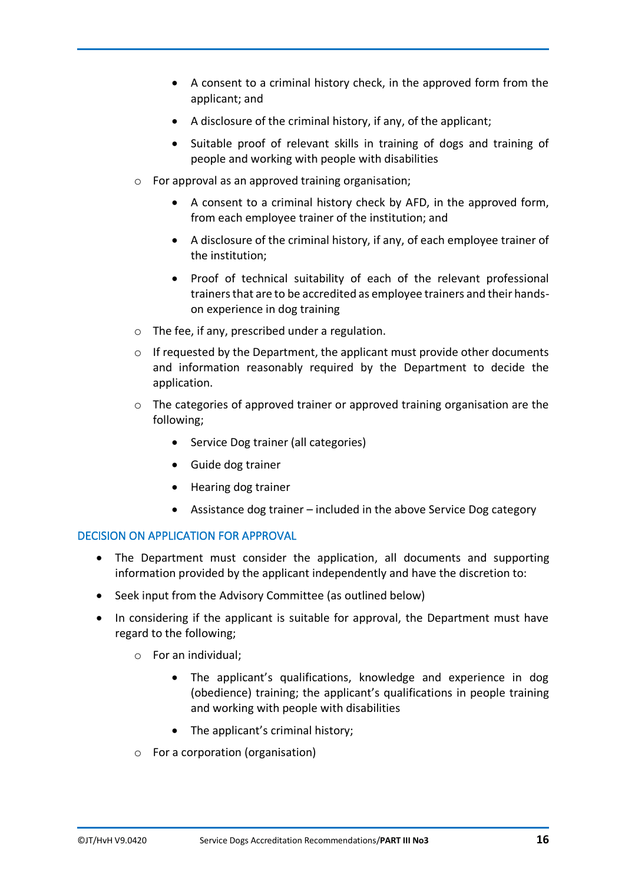- A consent to a criminal history check, in the approved form from the applicant; and
        - A disclosure of the criminal history, if any, of the applicant;
        - Suitable proof of relevant skills in training of dogs and training of people and working with people with disabilities
    - For approval as an approved training organisation;
        - A consent to a criminal history check by AFD, in the approved form, from each employee trainer of the institution; and
        - A disclosure of the criminal history, if any, of each employee trainer of the institution;
        - Proof of technical suitability of each of the relevant professional trainers that are to be accredited as employee trainers and their hands-on experience in dog training
    - The fee, if any, prescribed under a regulation.
    - If requested by the Department, the applicant must provide other documents and information reasonably required by the Department to decide the application.
    - The categories of approved trainer or approved training organisation are the following;
        - Service Dog trainer (all categories)
        - Guide dog trainer
        - Hearing dog trainer
        - Assistance dog trainer – included in the above Service Dog category

### DECISION ON APPLICATION FOR APPROVAL

- The Department must consider the application, all documents and supporting information provided by the applicant independently and have the discretion to:
- Seek input from the Advisory Committee (as outlined below)
- In considering if the applicant is suitable for approval, the Department must have regard to the following;
    - For an individual;
        - The applicant's qualifications, knowledge and experience in dog (obedience) training; the applicant's qualifications in people training and working with people with disabilities
        - The applicant's criminal history;
    - For a corporation (organisation)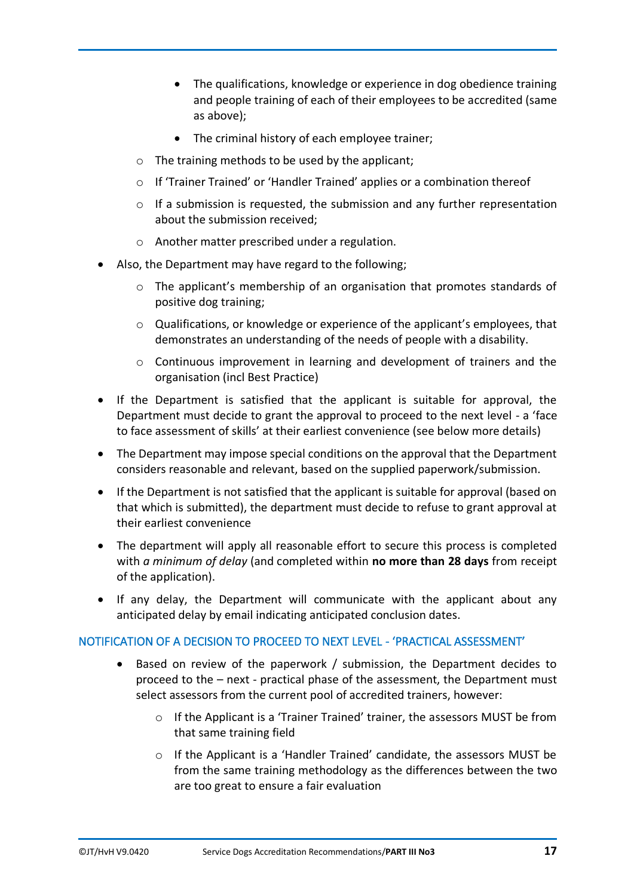- The qualifications, knowledge or experience in dog obedience training and people training of each of their employees to be accredited (same as above);
        - The criminal history of each employee trainer;
    - The training methods to be used by the applicant;
    - If 'Trainer Trained' or 'Handler Trained' applies or a combination thereof
    - If a submission is requested, the submission and any further representation about the submission received;
    - Another matter prescribed under a regulation.
- Also, the Department may have regard to the following;
    - The applicant's membership of an organisation that promotes standards of positive dog training;
    - Qualifications, or knowledge or experience of the applicant's employees, that demonstrates an understanding of the needs of people with a disability.
    - Continuous improvement in learning and development of trainers and the organisation (incl Best Practice)
- If the Department is satisfied that the applicant is suitable for approval, the Department must decide to grant the approval to proceed to the next level - a 'face to face assessment of skills' at their earliest convenience (see below more details)
- The Department may impose special conditions on the approval that the Department considers reasonable and relevant, based on the supplied paperwork/submission.
- If the Department is not satisfied that the applicant is suitable for approval (based on that which is submitted), the department must decide to refuse to grant approval at their earliest convenience
- The department will apply all reasonable effort to secure this process is completed with *a minimum of delay* (and completed within **no more than 28 days** from receipt of the application).
- If any delay, the Department will communicate with the applicant about any anticipated delay by email indicating anticipated conclusion dates.

## NOTIFICATION OF A DECISION TO PROCEED TO NEXT LEVEL - 'PRACTICAL ASSESSMENT'

- Based on review of the paperwork / submission, the Department decides to proceed to the – next - practical phase of the assessment, the Department must select assessors from the current pool of accredited trainers, however:
    - If the Applicant is a 'Trainer Trained' trainer, the assessors MUST be from that same training field
    - If the Applicant is a 'Handler Trained' candidate, the assessors MUST be from the same training methodology as the differences between the two are too great to ensure a fair evaluation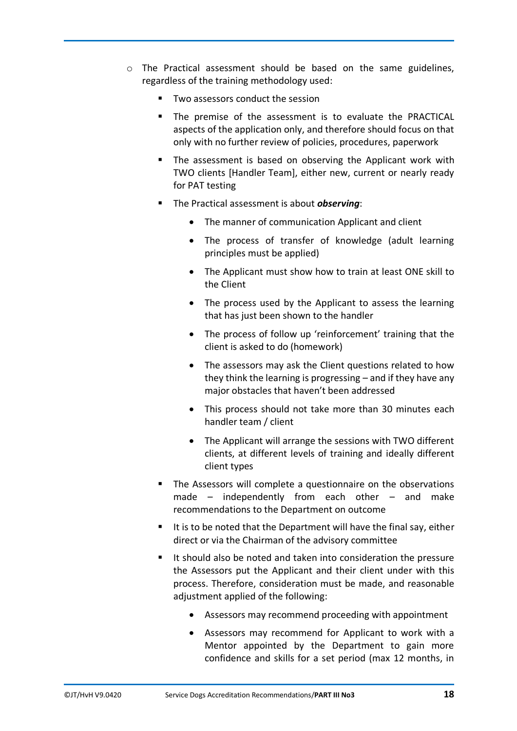- The Practical assessment should be based on the same guidelines, regardless of the training methodology used:
  - Two assessors conduct the session
  - The premise of the assessment is to evaluate the PRACTICAL aspects of the application only, and therefore should focus on that only with no further review of policies, procedures, paperwork
  - The assessment is based on observing the Applicant work with TWO clients [Handler Team], either new, current or nearly ready for PAT testing
  - The Practical assessment is about ***observing***:
    - The manner of communication Applicant and client
    - The process of transfer of knowledge (adult learning principles must be applied)
    - The Applicant must show how to train at least ONE skill to the Client
    - The process used by the Applicant to assess the learning that has just been shown to the handler
    - The process of follow up 'reinforcement' training that the client is asked to do (homework)
    - The assessors may ask the Client questions related to how they think the learning is progressing – and if they have any major obstacles that haven't been addressed
    - This process should not take more than 30 minutes each handler team / client
    - The Applicant will arrange the sessions with TWO different clients, at different levels of training and ideally different client types
  - The Assessors will complete a questionnaire on the observations made – independently from each other – and make recommendations to the Department on outcome
  - It is to be noted that the Department will have the final say, either direct or via the Chairman of the advisory committee
  - It should also be noted and taken into consideration the pressure the Assessors put the Applicant and their client under with this process. Therefore, consideration must be made, and reasonable adjustment applied of the following:
    - Assessors may recommend proceeding with appointment
    - Assessors may recommend for Applicant to work with a Mentor appointed by the Department to gain more confidence and skills for a set period (max 12 months, in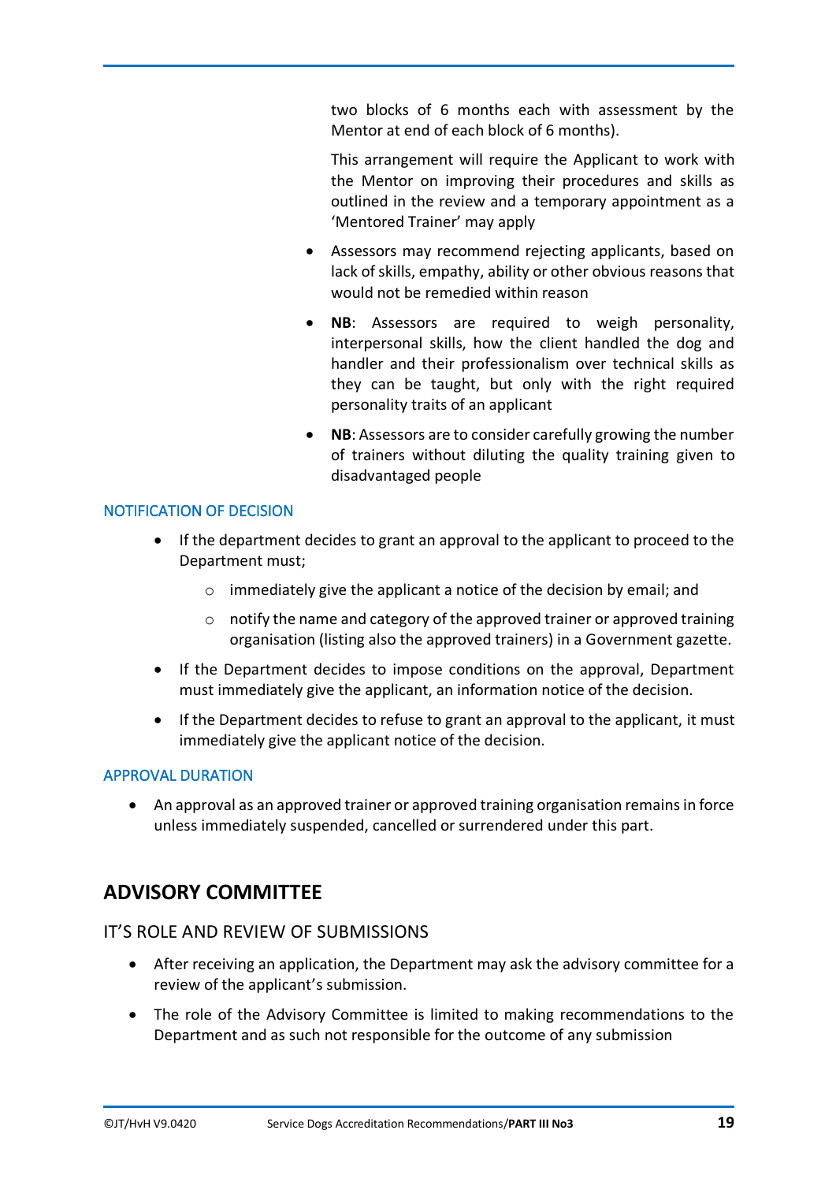two blocks of 6 months each with assessment by the Mentor at end of each block of 6 months).

This arrangement will require the Applicant to work with the Mentor on improving their procedures and skills as outlined in the review and a temporary appointment as a 'Mentored Trainer' may apply

- Assessors may recommend rejecting applicants, based on lack of skills, empathy, ability or other obvious reasons that would not be remedied within reason
- **NB**: Assessors are required to weigh personality, interpersonal skills, how the client handled the dog and handler and their professionalism over technical skills as they can be taught, but only with the right required personality traits of an applicant
- **NB**: Assessors are to consider carefully growing the number of trainers without diluting the quality training given to disadvantaged people

### NOTIFICATION OF DECISION

- If the department decides to grant an approval to the applicant to proceed to the Department must;
    - immediately give the applicant a notice of the decision by email; and
    - notify the name and category of the approved trainer or approved training organisation (listing also the approved trainers) in a Government gazette.
- If the Department decides to impose conditions on the approval, Department must immediately give the applicant, an information notice of the decision.
- If the Department decides to refuse to grant an approval to the applicant, it must immediately give the applicant notice of the decision.

### APPROVAL DURATION

- An approval as an approved trainer or approved training organisation remains in force unless immediately suspended, cancelled or surrendered under this part.

## ADVISORY COMMITTEE

### IT'S ROLE AND REVIEW OF SUBMISSIONS

- After receiving an application, the Department may ask the advisory committee for a review of the applicant's submission.
- The role of the Advisory Committee is limited to making recommendations to the Department and as such not responsible for the outcome of any submission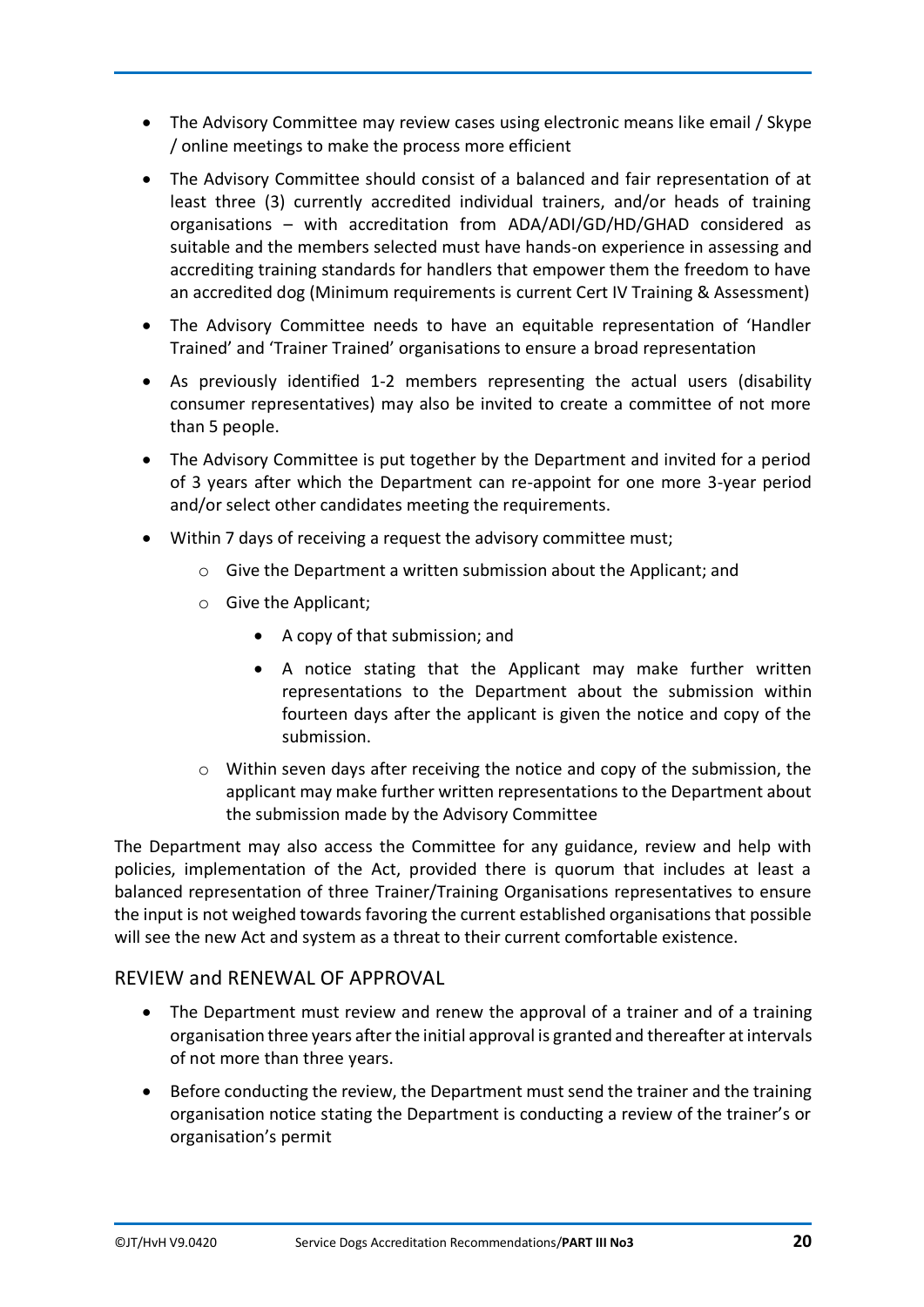- The Advisory Committee may review cases using electronic means like email / Skype / online meetings to make the process more efficient
- The Advisory Committee should consist of a balanced and fair representation of at least three (3) currently accredited individual trainers, and/or heads of training organisations – with accreditation from ADA/ADI/GD/HD/GHAD considered as suitable and the members selected must have hands-on experience in assessing and accrediting training standards for handlers that empower them the freedom to have an accredited dog (Minimum requirements is current Cert IV Training & Assessment)
- The Advisory Committee needs to have an equitable representation of 'Handler Trained' and 'Trainer Trained' organisations to ensure a broad representation
- As previously identified 1-2 members representing the actual users (disability consumer representatives) may also be invited to create a committee of not more than 5 people.
- The Advisory Committee is put together by the Department and invited for a period of 3 years after which the Department can re-appoint for one more 3-year period and/or select other candidates meeting the requirements.
- Within 7 days of receiving a request the advisory committee must;
    - Give the Department a written submission about the Applicant; and
    - Give the Applicant;
        - A copy of that submission; and
        - A notice stating that the Applicant may make further written representations to the Department about the submission within fourteen days after the applicant is given the notice and copy of the submission.
    - Within seven days after receiving the notice and copy of the submission, the applicant may make further written representations to the Department about the submission made by the Advisory Committee

The Department may also access the Committee for any guidance, review and help with policies, implementation of the Act, provided there is quorum that includes at least a balanced representation of three Trainer/Training Organisations representatives to ensure the input is not weighed towards favoring the current established organisations that possible will see the new Act and system as a threat to their current comfortable existence.

## REVIEW and RENEWAL OF APPROVAL

- The Department must review and renew the approval of a trainer and of a training organisation three years after the initial approval is granted and thereafter at intervals of not more than three years.
- Before conducting the review, the Department must send the trainer and the training organisation notice stating the Department is conducting a review of the trainer's or organisation's permit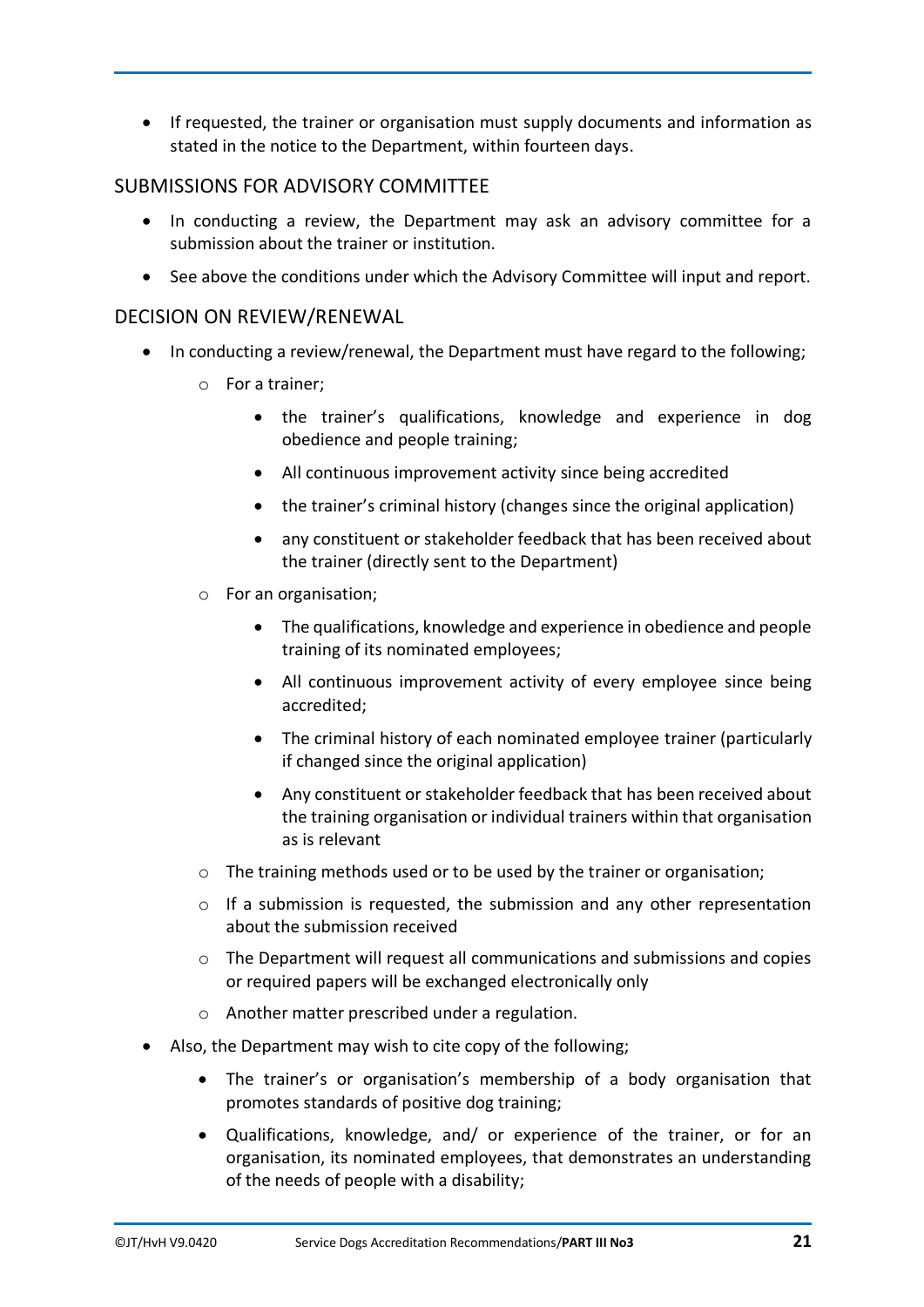- If requested, the trainer or organisation must supply documents and information as stated in the notice to the Department, within fourteen days.

## SUBMISSIONS FOR ADVISORY COMMITTEE

- In conducting a review, the Department may ask an advisory committee for a submission about the trainer or institution.
- See above the conditions under which the Advisory Committee will input and report.

## DECISION ON REVIEW/RENEWAL

- In conducting a review/renewal, the Department must have regard to the following;
  - For a trainer;
    - the trainer's qualifications, knowledge and experience in dog obedience and people training;
    - All continuous improvement activity since being accredited
    - the trainer's criminal history (changes since the original application)
    - any constituent or stakeholder feedback that has been received about the trainer (directly sent to the Department)
  - For an organisation;
    - The qualifications, knowledge and experience in obedience and people training of its nominated employees;
    - All continuous improvement activity of every employee since being accredited;
    - The criminal history of each nominated employee trainer (particularly if changed since the original application)
    - Any constituent or stakeholder feedback that has been received about the training organisation or individual trainers within that organisation as is relevant
  - The training methods used or to be used by the trainer or organisation;
  - If a submission is requested, the submission and any other representation about the submission received
  - The Department will request all communications and submissions and copies or required papers will be exchanged electronically only
  - Another matter prescribed under a regulation.
- Also, the Department may wish to cite copy of the following;
  - The trainer's or organisation's membership of a body organisation that promotes standards of positive dog training;
  - Qualifications, knowledge, and/ or experience of the trainer, or for an organisation, its nominated employees, that demonstrates an understanding of the needs of people with a disability;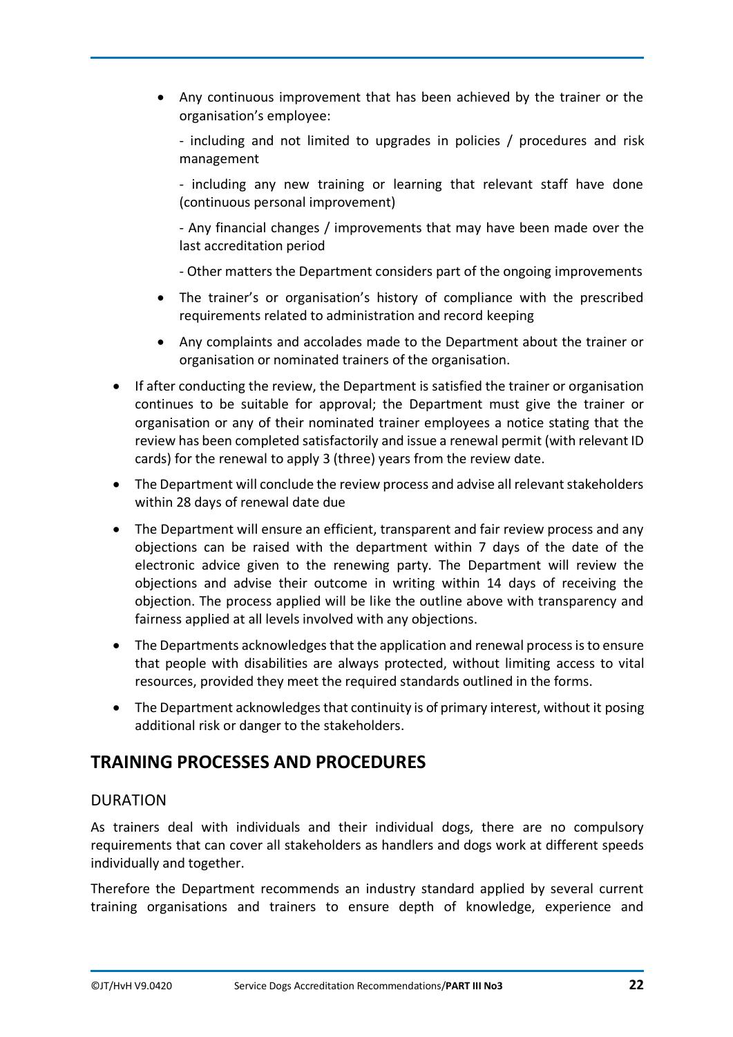- Any continuous improvement that has been achieved by the trainer or the organisation's employee:

  - including and not limited to upgrades in policies / procedures and risk management

  - including any new training or learning that relevant staff have done (continuous personal improvement)

  - Any financial changes / improvements that may have been made over the last accreditation period

  - Other matters the Department considers part of the ongoing improvements

- The trainer's or organisation's history of compliance with the prescribed requirements related to administration and record keeping
- Any complaints and accolades made to the Department about the trainer or organisation or nominated trainers of the organisation.

- If after conducting the review, the Department is satisfied the trainer or organisation continues to be suitable for approval; the Department must give the trainer or organisation or any of their nominated trainer employees a notice stating that the review has been completed satisfactorily and issue a renewal permit (with relevant ID cards) for the renewal to apply 3 (three) years from the review date.
- The Department will conclude the review process and advise all relevant stakeholders within 28 days of renewal date due
- The Department will ensure an efficient, transparent and fair review process and any objections can be raised with the department within 7 days of the date of the electronic advice given to the renewing party. The Department will review the objections and advise their outcome in writing within 14 days of receiving the objection. The process applied will be like the outline above with transparency and fairness applied at all levels involved with any objections.
- The Departments acknowledges that the application and renewal process is to ensure that people with disabilities are always protected, without limiting access to vital resources, provided they meet the required standards outlined in the forms.
- The Department acknowledges that continuity is of primary interest, without it posing additional risk or danger to the stakeholders.

## TRAINING PROCESSES AND PROCEDURES

### DURATION

As trainers deal with individuals and their individual dogs, there are no compulsory requirements that can cover all stakeholders as handlers and dogs work at different speeds individually and together.

Therefore the Department recommends an industry standard applied by several current training organisations and trainers to ensure depth of knowledge, experience and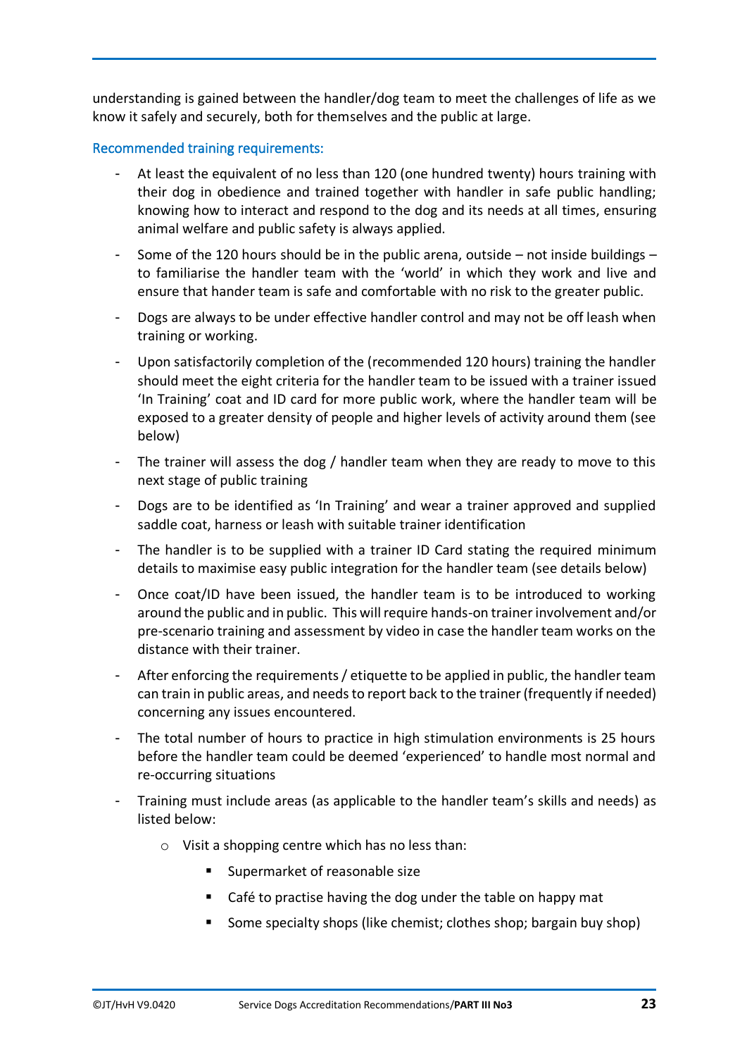understanding is gained between the handler/dog team to meet the challenges of life as we know it safely and securely, both for themselves and the public at large.

### Recommended training requirements:

- At least the equivalent of no less than 120 (one hundred twenty) hours training with their dog in obedience and trained together with handler in safe public handling; knowing how to interact and respond to the dog and its needs at all times, ensuring animal welfare and public safety is always applied.
- Some of the 120 hours should be in the public arena, outside – not inside buildings – to familiarise the handler team with the 'world' in which they work and live and ensure that hander team is safe and comfortable with no risk to the greater public.
- Dogs are always to be under effective handler control and may not be off leash when training or working.
- Upon satisfactorily completion of the (recommended 120 hours) training the handler should meet the eight criteria for the handler team to be issued with a trainer issued 'In Training' coat and ID card for more public work, where the handler team will be exposed to a greater density of people and higher levels of activity around them (see below)
- The trainer will assess the dog / handler team when they are ready to move to this next stage of public training
- Dogs are to be identified as 'In Training' and wear a trainer approved and supplied saddle coat, harness or leash with suitable trainer identification
- The handler is to be supplied with a trainer ID Card stating the required minimum details to maximise easy public integration for the handler team (see details below)
- Once coat/ID have been issued, the handler team is to be introduced to working around the public and in public. This will require hands-on trainer involvement and/or pre-scenario training and assessment by video in case the handler team works on the distance with their trainer.
- After enforcing the requirements / etiquette to be applied in public, the handler team can train in public areas, and needs to report back to the trainer (frequently if needed) concerning any issues encountered.
- The total number of hours to practice in high stimulation environments is 25 hours before the handler team could be deemed 'experienced' to handle most normal and re-occurring situations
- Training must include areas (as applicable to the handler team's skills and needs) as listed below:
  - Visit a shopping centre which has no less than:
    - Supermarket of reasonable size
    - Café to practise having the dog under the table on happy mat
    - Some specialty shops (like chemist; clothes shop; bargain buy shop)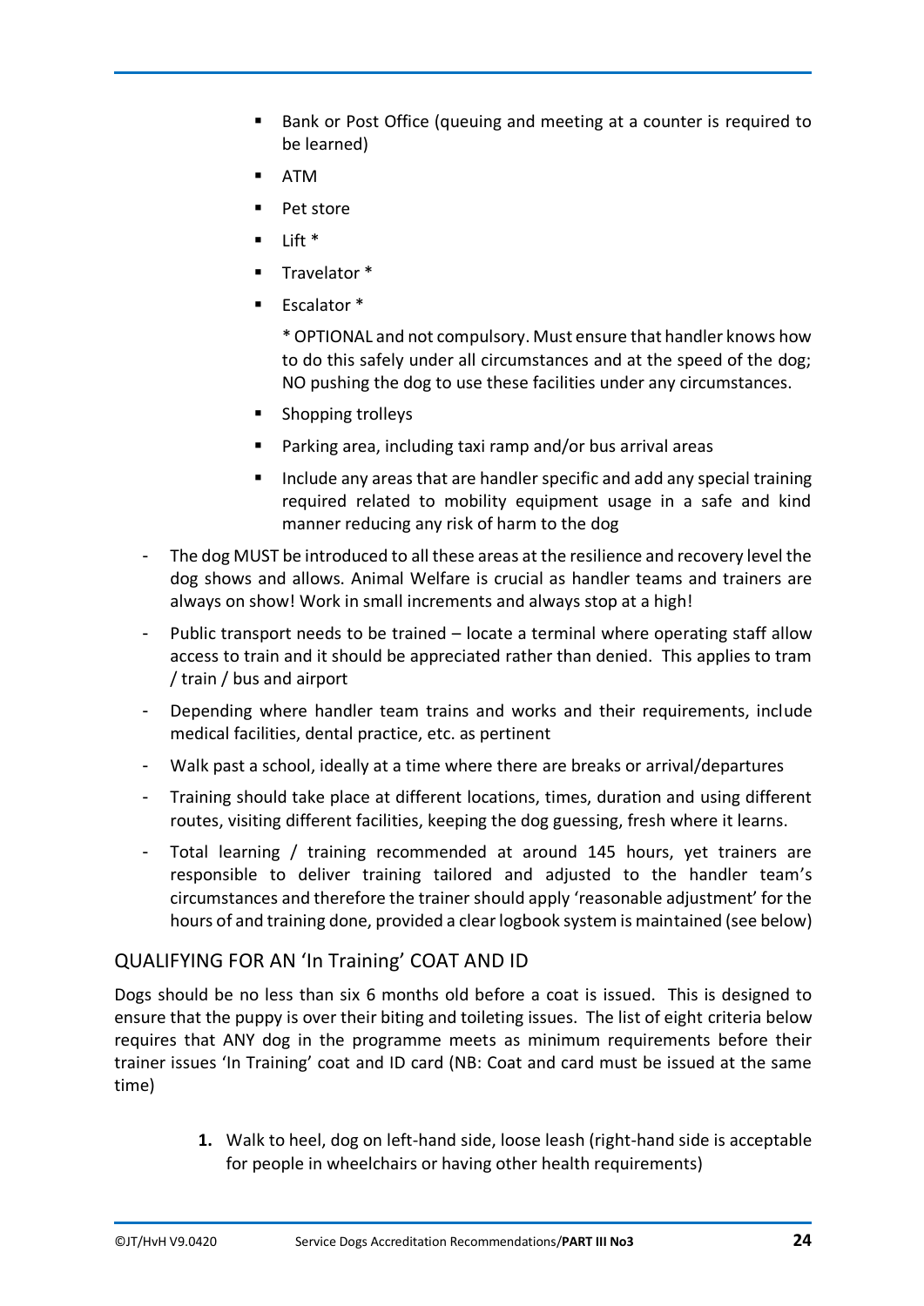- Bank or Post Office (queuing and meeting at a counter is required to be learned)
- ATM
- Pet store
- Lift *
- Travelator *
- Escalator *

  * OPTIONAL and not compulsory. Must ensure that handler knows how to do this safely under all circumstances and at the speed of the dog; NO pushing the dog to use these facilities under any circumstances.

- Shopping trolleys
- Parking area, including taxi ramp and/or bus arrival areas
- Include any areas that are handler specific and add any special training required related to mobility equipment usage in a safe and kind manner reducing any risk of harm to the dog

- The dog MUST be introduced to all these areas at the resilience and recovery level the dog shows and allows. Animal Welfare is crucial as handler teams and trainers are always on show! Work in small increments and always stop at a high!
- Public transport needs to be trained – locate a terminal where operating staff allow access to train and it should be appreciated rather than denied. This applies to tram / train / bus and airport
- Depending where handler team trains and works and their requirements, include medical facilities, dental practice, etc. as pertinent
- Walk past a school, ideally at a time where there are breaks or arrival/departures
- Training should take place at different locations, times, duration and using different routes, visiting different facilities, keeping the dog guessing, fresh where it learns.
- Total learning / training recommended at around 145 hours, yet trainers are responsible to deliver training tailored and adjusted to the handler team's circumstances and therefore the trainer should apply 'reasonable adjustment' for the hours of and training done, provided a clear logbook system is maintained (see below)

## QUALIFYING FOR AN 'In Training' COAT AND ID

Dogs should be no less than six 6 months old before a coat is issued. This is designed to ensure that the puppy is over their biting and toileting issues. The list of eight criteria below requires that ANY dog in the programme meets as minimum requirements before their trainer issues 'In Training' coat and ID card (NB: Coat and card must be issued at the same time)

1. Walk to heel, dog on left-hand side, loose leash (right-hand side is acceptable for people in wheelchairs or having other health requirements)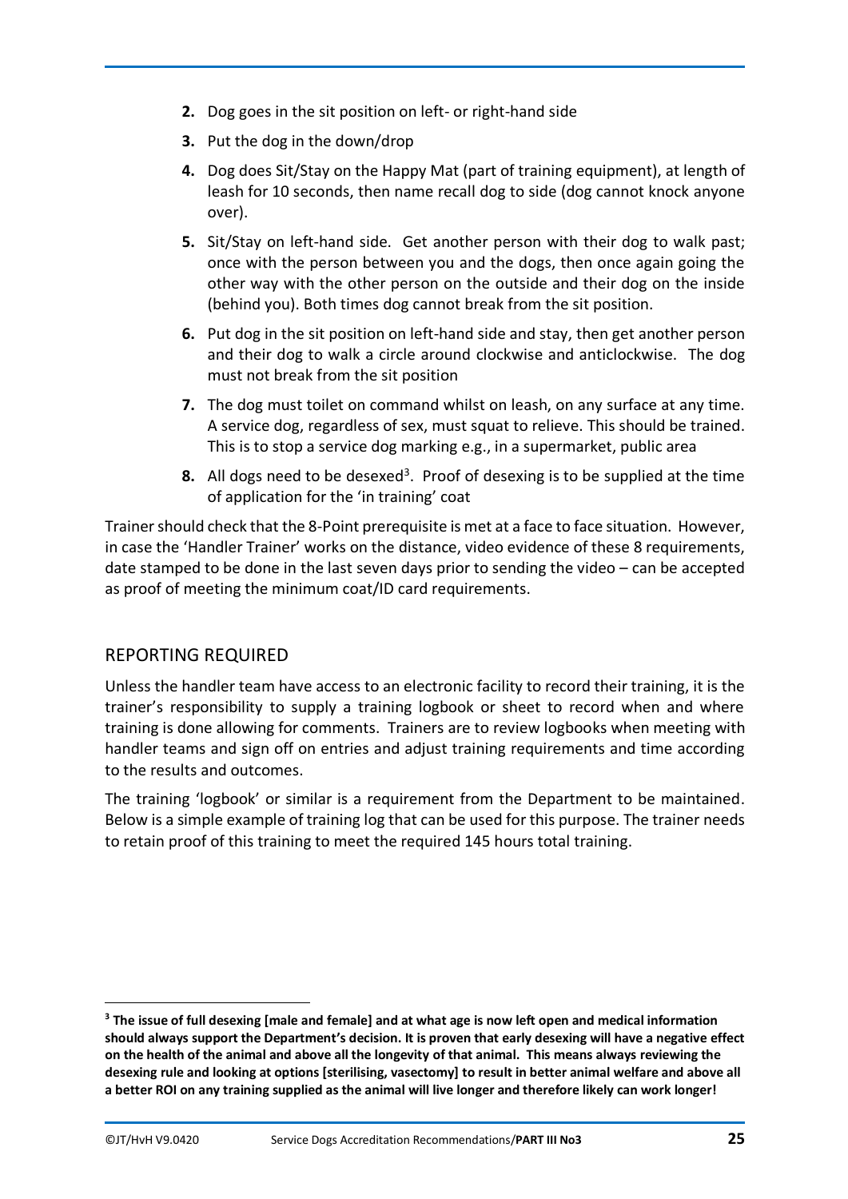2. Dog goes in the sit position on left- or right-hand side
3. Put the dog in the down/drop
4. Dog does Sit/Stay on the Happy Mat (part of training equipment), at length of leash for 10 seconds, then name recall dog to side (dog cannot knock anyone over).
5. Sit/Stay on left-hand side. Get another person with their dog to walk past; once with the person between you and the dogs, then once again going the other way with the other person on the outside and their dog on the inside (behind you). Both times dog cannot break from the sit position.
6. Put dog in the sit position on left-hand side and stay, then get another person and their dog to walk a circle around clockwise and anticlockwise. The dog must not break from the sit position
7. The dog must toilet on command whilst on leash, on any surface at any time. A service dog, regardless of sex, must squat to relieve. This should be trained. This is to stop a service dog marking e.g., in a supermarket, public area
8. All dogs need to be desexed[3]. Proof of desexing is to be supplied at the time of application for the 'in training' coat

Trainer should check that the 8-Point prerequisite is met at a face to face situation. However, in case the 'Handler Trainer' works on the distance, video evidence of these 8 requirements, date stamped to be done in the last seven days prior to sending the video – can be accepted as proof of meeting the minimum coat/ID card requirements.

## REPORTING REQUIRED

Unless the handler team have access to an electronic facility to record their training, it is the trainer's responsibility to supply a training logbook or sheet to record when and where training is done allowing for comments. Trainers are to review logbooks when meeting with handler teams and sign off on entries and adjust training requirements and time according to the results and outcomes.

The training 'logbook' or similar is a requirement from the Department to be maintained. Below is a simple example of training log that can be used for this purpose. The trainer needs to retain proof of this training to meet the required 145 hours total training.

---

[3] **The issue of full desexing [male and female] and at what age is now left open and medical information should always support the Department's decision. It is proven that early desexing will have a negative effect on the health of the animal and above all the longevity of that animal. This means always reviewing the desexing rule and looking at options [sterilising, vasectomy] to result in better animal welfare and above all a better ROI on any training supplied as the animal will live longer and therefore likely can work longer!**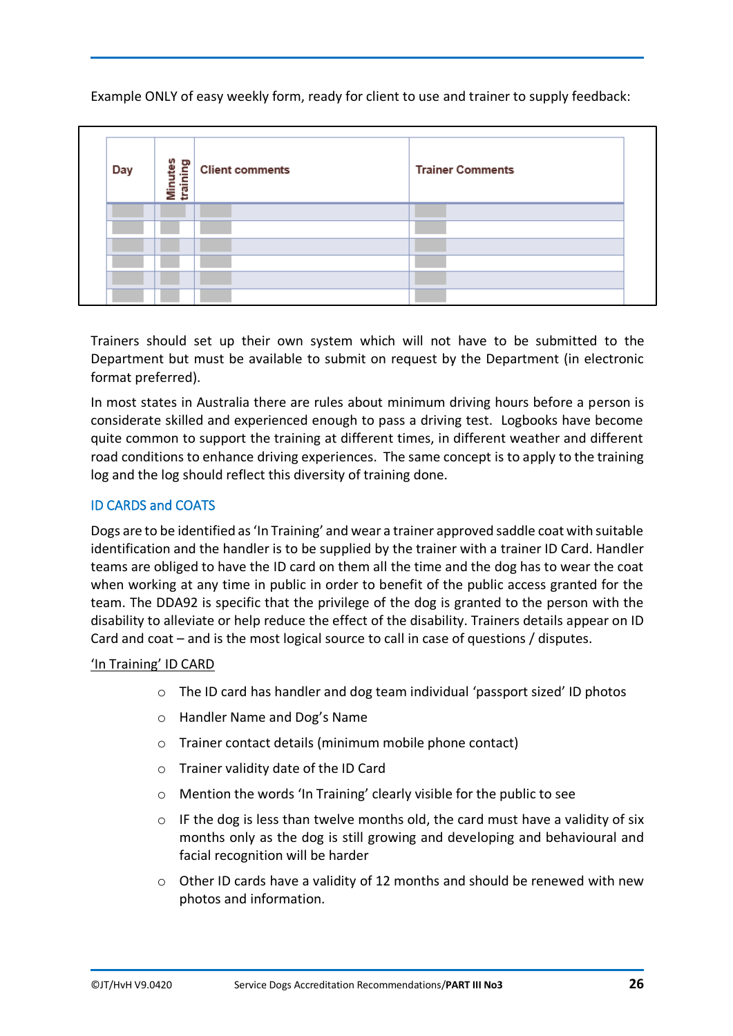Example ONLY of easy weekly form, ready for client to use and trainer to supply feedback:

| Day | Minutes training | Client comments | Trainer Comments |
|---|---|---|---|
| | | | |
| | | | |
| | | | |
| | | | |
| | | | |
| | | | |

Trainers should set up their own system which will not have to be submitted to the Department but must be available to submit on request by the Department (in electronic format preferred).

In most states in Australia there are rules about minimum driving hours before a person is considerate skilled and experienced enough to pass a driving test. Logbooks have become quite common to support the training at different times, in different weather and different road conditions to enhance driving experiences. The same concept is to apply to the training log and the log should reflect this diversity of training done.

## ID CARDS and COATS

Dogs are to be identified as 'In Training' and wear a trainer approved saddle coat with suitable identification and the handler is to be supplied by the trainer with a trainer ID Card. Handler teams are obliged to have the ID card on them all the time and the dog has to wear the coat when working at any time in public in order to benefit of the public access granted for the team. The DDA92 is specific that the privilege of the dog is granted to the person with the disability to alleviate or help reduce the effect of the disability. Trainers details appear on ID Card and coat – and is the most logical source to call in case of questions / disputes.

'In Training' ID CARD

- The ID card has handler and dog team individual 'passport sized' ID photos
- Handler Name and Dog's Name
- Trainer contact details (minimum mobile phone contact)
- Trainer validity date of the ID Card
- Mention the words 'In Training' clearly visible for the public to see
- IF the dog is less than twelve months old, the card must have a validity of six months only as the dog is still growing and developing and behavioural and facial recognition will be harder
- Other ID cards have a validity of 12 months and should be renewed with new photos and information.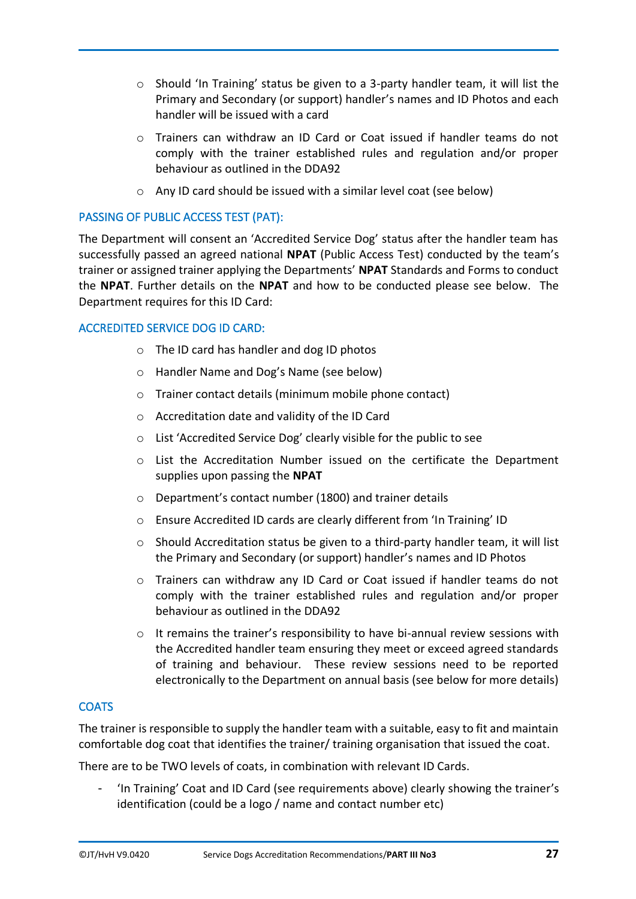- Should 'In Training' status be given to a 3-party handler team, it will list the Primary and Secondary (or support) handler's names and ID Photos and each handler will be issued with a card
- Trainers can withdraw an ID Card or Coat issued if handler teams do not comply with the trainer established rules and regulation and/or proper behaviour as outlined in the DDA92
- Any ID card should be issued with a similar level coat (see below)

## PASSING OF PUBLIC ACCESS TEST (PAT):

The Department will consent an 'Accredited Service Dog' status after the handler team has successfully passed an agreed national **NPAT** (Public Access Test) conducted by the team's trainer or assigned trainer applying the Departments' **NPAT** Standards and Forms to conduct the **NPAT**. Further details on the **NPAT** and how to be conducted please see below. The Department requires for this ID Card:

## ACCREDITED SERVICE DOG ID CARD:

- The ID card has handler and dog ID photos
- Handler Name and Dog's Name (see below)
- Trainer contact details (minimum mobile phone contact)
- Accreditation date and validity of the ID Card
- List 'Accredited Service Dog' clearly visible for the public to see
- List the Accreditation Number issued on the certificate the Department supplies upon passing the **NPAT**
- Department's contact number (1800) and trainer details
- Ensure Accredited ID cards are clearly different from 'In Training' ID
- Should Accreditation status be given to a third-party handler team, it will list the Primary and Secondary (or support) handler's names and ID Photos
- Trainers can withdraw any ID Card or Coat issued if handler teams do not comply with the trainer established rules and regulation and/or proper behaviour as outlined in the DDA92
- It remains the trainer's responsibility to have bi-annual review sessions with the Accredited handler team ensuring they meet or exceed agreed standards of training and behaviour. These review sessions need to be reported electronically to the Department on annual basis (see below for more details)

## COATS

The trainer is responsible to supply the handler team with a suitable, easy to fit and maintain comfortable dog coat that identifies the trainer/ training organisation that issued the coat.

There are to be TWO levels of coats, in combination with relevant ID Cards.

- 'In Training' Coat and ID Card (see requirements above) clearly showing the trainer's identification (could be a logo / name and contact number etc)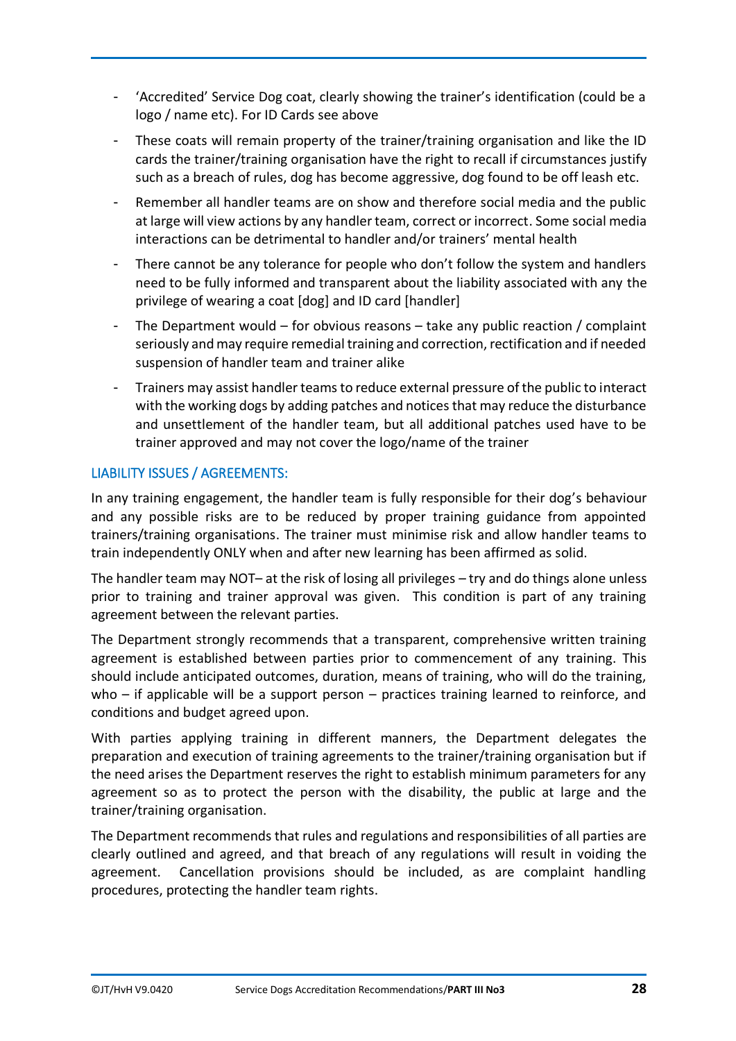- 'Accredited' Service Dog coat, clearly showing the trainer's identification (could be a logo / name etc). For ID Cards see above
- These coats will remain property of the trainer/training organisation and like the ID cards the trainer/training organisation have the right to recall if circumstances justify such as a breach of rules, dog has become aggressive, dog found to be off leash etc.
- Remember all handler teams are on show and therefore social media and the public at large will view actions by any handler team, correct or incorrect. Some social media interactions can be detrimental to handler and/or trainers' mental health
- There cannot be any tolerance for people who don't follow the system and handlers need to be fully informed and transparent about the liability associated with any the privilege of wearing a coat [dog] and ID card [handler]
- The Department would – for obvious reasons – take any public reaction / complaint seriously and may require remedial training and correction, rectification and if needed suspension of handler team and trainer alike
- Trainers may assist handler teams to reduce external pressure of the public to interact with the working dogs by adding patches and notices that may reduce the disturbance and unsettlement of the handler team, but all additional patches used have to be trainer approved and may not cover the logo/name of the trainer

## LIABILITY ISSUES / AGREEMENTS:

In any training engagement, the handler team is fully responsible for their dog's behaviour and any possible risks are to be reduced by proper training guidance from appointed trainers/training organisations. The trainer must minimise risk and allow handler teams to train independently ONLY when and after new learning has been affirmed as solid.

The handler team may NOT– at the risk of losing all privileges – try and do things alone unless prior to training and trainer approval was given. This condition is part of any training agreement between the relevant parties.

The Department strongly recommends that a transparent, comprehensive written training agreement is established between parties prior to commencement of any training. This should include anticipated outcomes, duration, means of training, who will do the training, who – if applicable will be a support person – practices training learned to reinforce, and conditions and budget agreed upon.

With parties applying training in different manners, the Department delegates the preparation and execution of training agreements to the trainer/training organisation but if the need arises the Department reserves the right to establish minimum parameters for any agreement so as to protect the person with the disability, the public at large and the trainer/training organisation.

The Department recommends that rules and regulations and responsibilities of all parties are clearly outlined and agreed, and that breach of any regulations will result in voiding the agreement. Cancellation provisions should be included, as are complaint handling procedures, protecting the handler team rights.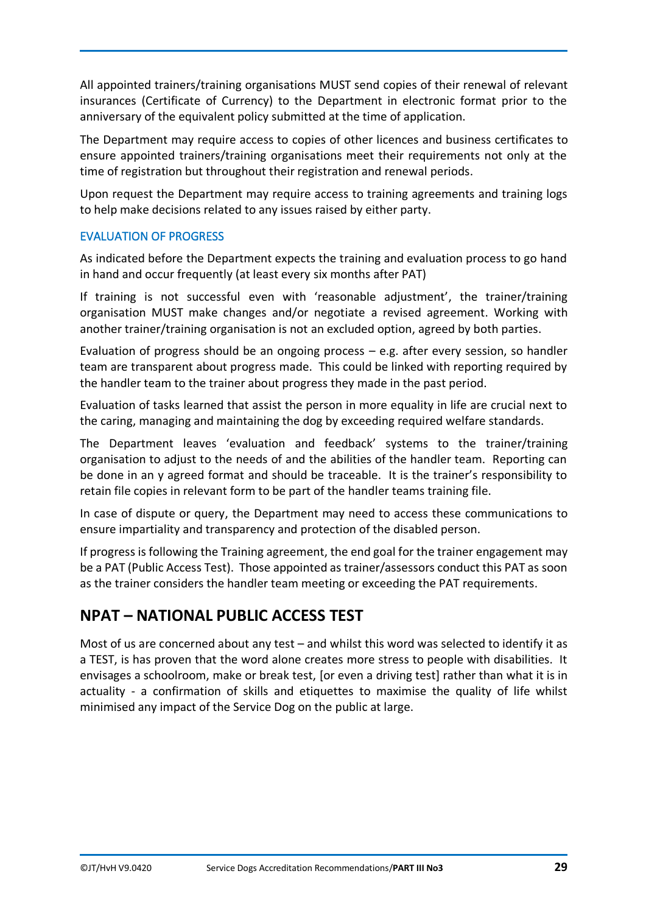All appointed trainers/training organisations MUST send copies of their renewal of relevant insurances (Certificate of Currency) to the Department in electronic format prior to the anniversary of the equivalent policy submitted at the time of application.

The Department may require access to copies of other licences and business certificates to ensure appointed trainers/training organisations meet their requirements not only at the time of registration but throughout their registration and renewal periods.

Upon request the Department may require access to training agreements and training logs to help make decisions related to any issues raised by either party.

### EVALUATION OF PROGRESS

As indicated before the Department expects the training and evaluation process to go hand in hand and occur frequently (at least every six months after PAT)

If training is not successful even with 'reasonable adjustment', the trainer/training organisation MUST make changes and/or negotiate a revised agreement. Working with another trainer/training organisation is not an excluded option, agreed by both parties.

Evaluation of progress should be an ongoing process – e.g. after every session, so handler team are transparent about progress made. This could be linked with reporting required by the handler team to the trainer about progress they made in the past period.

Evaluation of tasks learned that assist the person in more equality in life are crucial next to the caring, managing and maintaining the dog by exceeding required welfare standards.

The Department leaves 'evaluation and feedback' systems to the trainer/training organisation to adjust to the needs of and the abilities of the handler team. Reporting can be done in an y agreed format and should be traceable. It is the trainer's responsibility to retain file copies in relevant form to be part of the handler teams training file.

In case of dispute or query, the Department may need to access these communications to ensure impartiality and transparency and protection of the disabled person.

If progress is following the Training agreement, the end goal for the trainer engagement may be a PAT (Public Access Test). Those appointed as trainer/assessors conduct this PAT as soon as the trainer considers the handler team meeting or exceeding the PAT requirements.

## NPAT – NATIONAL PUBLIC ACCESS TEST

Most of us are concerned about any test – and whilst this word was selected to identify it as a TEST, is has proven that the word alone creates more stress to people with disabilities. It envisages a schoolroom, make or break test, [or even a driving test] rather than what it is in actuality - a confirmation of skills and etiquettes to maximise the quality of life whilst minimised any impact of the Service Dog on the public at large.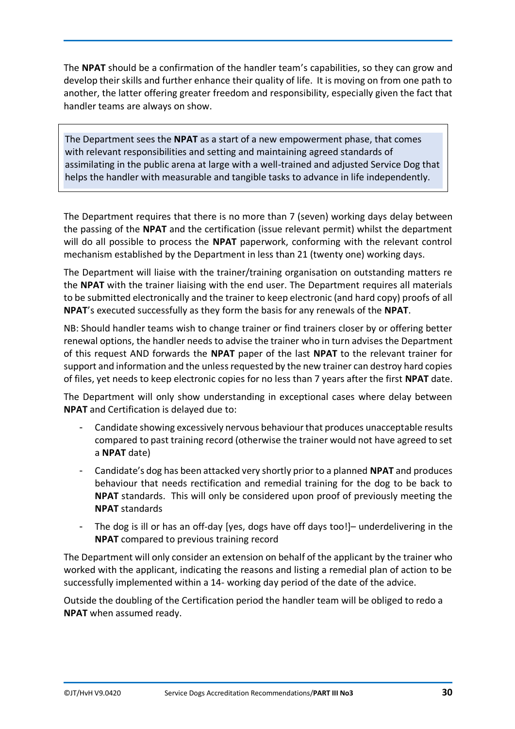The **NPAT** should be a confirmation of the handler team's capabilities, so they can grow and develop their skills and further enhance their quality of life. It is moving on from one path to another, the latter offering greater freedom and responsibility, especially given the fact that handler teams are always on show.

> The Department sees the **NPAT** as a start of a new empowerment phase, that comes with relevant responsibilities and setting and maintaining agreed standards of assimilating in the public arena at large with a well-trained and adjusted Service Dog that helps the handler with measurable and tangible tasks to advance in life independently.

The Department requires that there is no more than 7 (seven) working days delay between the passing of the **NPAT** and the certification (issue relevant permit) whilst the department will do all possible to process the **NPAT** paperwork, conforming with the relevant control mechanism established by the Department in less than 21 (twenty one) working days.

The Department will liaise with the trainer/training organisation on outstanding matters re the **NPAT** with the trainer liaising with the end user. The Department requires all materials to be submitted electronically and the trainer to keep electronic (and hard copy) proofs of all **NPAT**'s executed successfully as they form the basis for any renewals of the **NPAT**.

NB: Should handler teams wish to change trainer or find trainers closer by or offering better renewal options, the handler needs to advise the trainer who in turn advises the Department of this request AND forwards the **NPAT** paper of the last **NPAT** to the relevant trainer for support and information and the unless requested by the new trainer can destroy hard copies of files, yet needs to keep electronic copies for no less than 7 years after the first **NPAT** date.

The Department will only show understanding in exceptional cases where delay between **NPAT** and Certification is delayed due to:

- Candidate showing excessively nervous behaviour that produces unacceptable results compared to past training record (otherwise the trainer would not have agreed to set a **NPAT** date)
- Candidate's dog has been attacked very shortly prior to a planned **NPAT** and produces behaviour that needs rectification and remedial training for the dog to be back to **NPAT** standards. This will only be considered upon proof of previously meeting the **NPAT** standards
- The dog is ill or has an off-day [yes, dogs have off days too!]– underdelivering in the **NPAT** compared to previous training record

The Department will only consider an extension on behalf of the applicant by the trainer who worked with the applicant, indicating the reasons and listing a remedial plan of action to be successfully implemented within a 14- working day period of the date of the advice.

Outside the doubling of the Certification period the handler team will be obliged to redo a **NPAT** when assumed ready.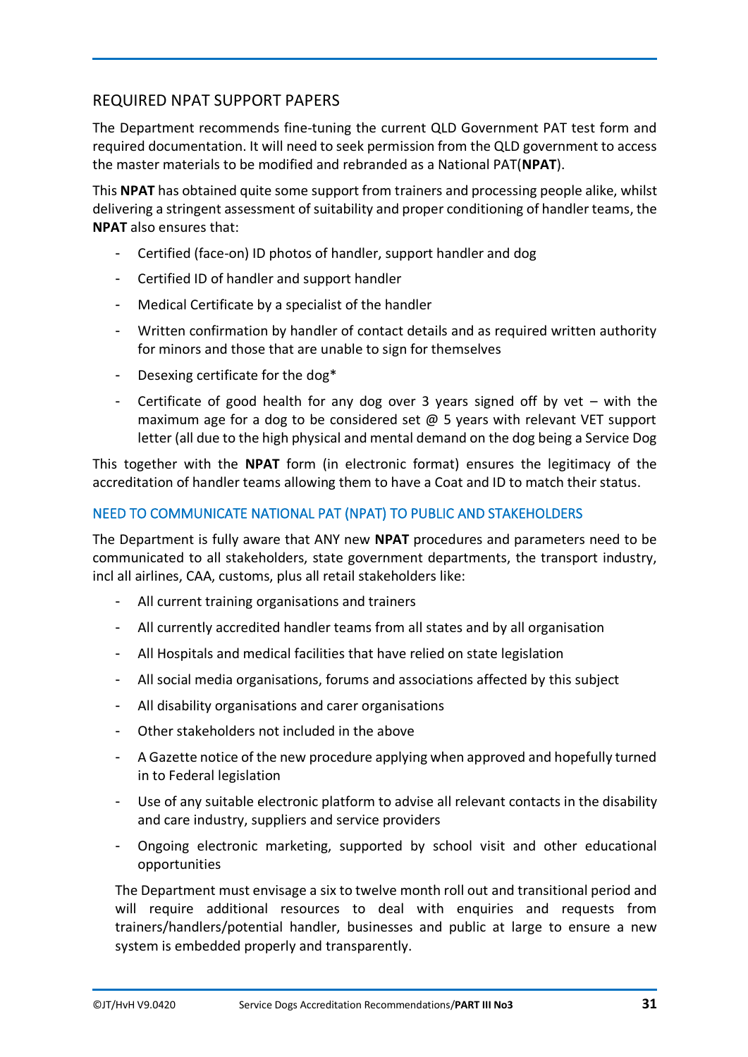## REQUIRED NPAT SUPPORT PAPERS

The Department recommends fine-tuning the current QLD Government PAT test form and required documentation. It will need to seek permission from the QLD government to access the master materials to be modified and rebranded as a National PAT(**NPAT**).

This **NPAT** has obtained quite some support from trainers and processing people alike, whilst delivering a stringent assessment of suitability and proper conditioning of handler teams, the **NPAT** also ensures that:

- Certified (face-on) ID photos of handler, support handler and dog
- Certified ID of handler and support handler
- Medical Certificate by a specialist of the handler
- Written confirmation by handler of contact details and as required written authority for minors and those that are unable to sign for themselves
- Desexing certificate for the dog*
- Certificate of good health for any dog over 3 years signed off by vet – with the maximum age for a dog to be considered set @ 5 years with relevant VET support letter (all due to the high physical and mental demand on the dog being a Service Dog

This together with the **NPAT** form (in electronic format) ensures the legitimacy of the accreditation of handler teams allowing them to have a Coat and ID to match their status.

### NEED TO COMMUNICATE NATIONAL PAT (NPAT) TO PUBLIC AND STAKEHOLDERS

The Department is fully aware that ANY new **NPAT** procedures and parameters need to be communicated to all stakeholders, state government departments, the transport industry, incl all airlines, CAA, customs, plus all retail stakeholders like:

- All current training organisations and trainers
- All currently accredited handler teams from all states and by all organisation
- All Hospitals and medical facilities that have relied on state legislation
- All social media organisations, forums and associations affected by this subject
- All disability organisations and carer organisations
- Other stakeholders not included in the above
- A Gazette notice of the new procedure applying when approved and hopefully turned in to Federal legislation
- Use of any suitable electronic platform to advise all relevant contacts in the disability and care industry, suppliers and service providers
- Ongoing electronic marketing, supported by school visit and other educational opportunities

The Department must envisage a six to twelve month roll out and transitional period and will require additional resources to deal with enquiries and requests from trainers/handlers/potential handler, businesses and public at large to ensure a new system is embedded properly and transparently.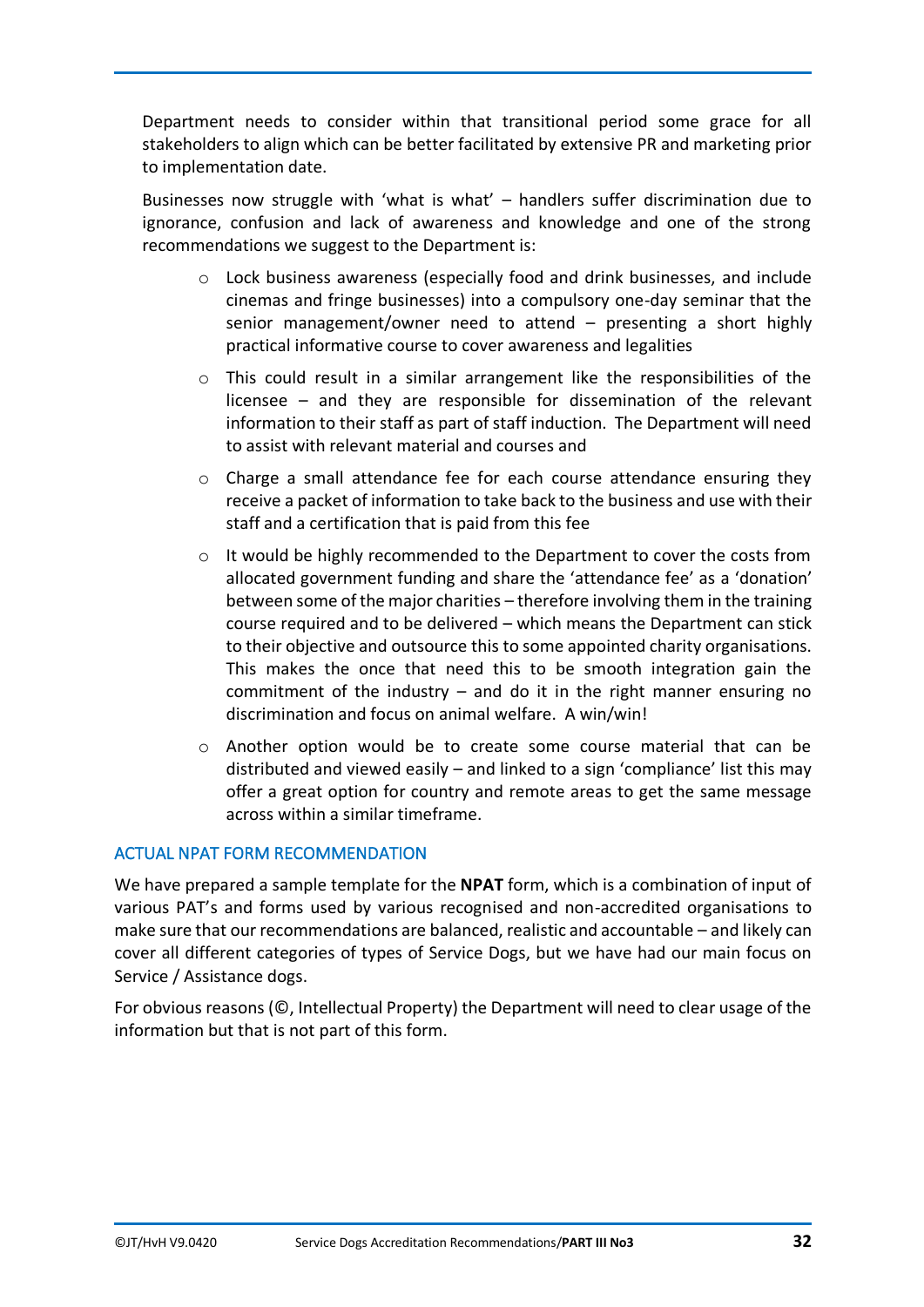Department needs to consider within that transitional period some grace for all stakeholders to align which can be better facilitated by extensive PR and marketing prior to implementation date.

Businesses now struggle with 'what is what' – handlers suffer discrimination due to ignorance, confusion and lack of awareness and knowledge and one of the strong recommendations we suggest to the Department is:

- Lock business awareness (especially food and drink businesses, and include cinemas and fringe businesses) into a compulsory one-day seminar that the senior management/owner need to attend – presenting a short highly practical informative course to cover awareness and legalities
- This could result in a similar arrangement like the responsibilities of the licensee – and they are responsible for dissemination of the relevant information to their staff as part of staff induction. The Department will need to assist with relevant material and courses and
- Charge a small attendance fee for each course attendance ensuring they receive a packet of information to take back to the business and use with their staff and a certification that is paid from this fee
- It would be highly recommended to the Department to cover the costs from allocated government funding and share the 'attendance fee' as a 'donation' between some of the major charities – therefore involving them in the training course required and to be delivered – which means the Department can stick to their objective and outsource this to some appointed charity organisations. This makes the once that need this to be smooth integration gain the commitment of the industry – and do it in the right manner ensuring no discrimination and focus on animal welfare. A win/win!
- Another option would be to create some course material that can be distributed and viewed easily – and linked to a sign 'compliance' list this may offer a great option for country and remote areas to get the same message across within a similar timeframe.

### ACTUAL NPAT FORM RECOMMENDATION

We have prepared a sample template for the **NPAT** form, which is a combination of input of various PAT's and forms used by various recognised and non-accredited organisations to make sure that our recommendations are balanced, realistic and accountable – and likely can cover all different categories of types of Service Dogs, but we have had our main focus on Service / Assistance dogs.

For obvious reasons (©, Intellectual Property) the Department will need to clear usage of the information but that is not part of this form.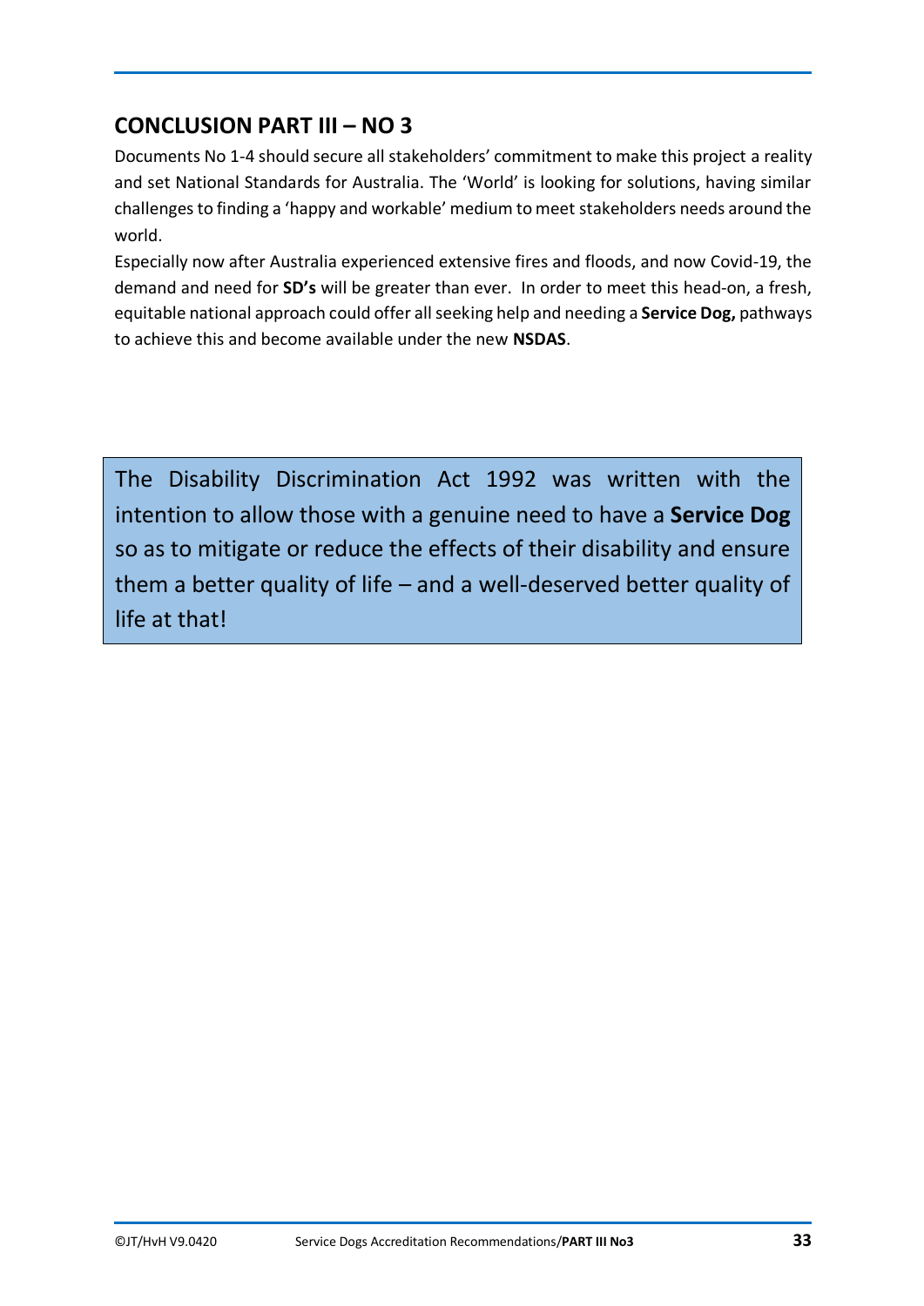## CONCLUSION PART III – NO 3

Documents No 1-4 should secure all stakeholders' commitment to make this project a reality and set National Standards for Australia. The 'World' is looking for solutions, having similar challenges to finding a 'happy and workable' medium to meet stakeholders needs around the world.

Especially now after Australia experienced extensive fires and floods, and now Covid-19, the demand and need for **SD's** will be greater than ever. In order to meet this head-on, a fresh, equitable national approach could offer all seeking help and needing a **Service Dog,** pathways to achieve this and become available under the new **NSDAS**.

> The Disability Discrimination Act 1992 was written with the intention to allow those with a genuine need to have a **Service Dog** so as to mitigate or reduce the effects of their disability and ensure them a better quality of life – and a well-deserved better quality of life at that!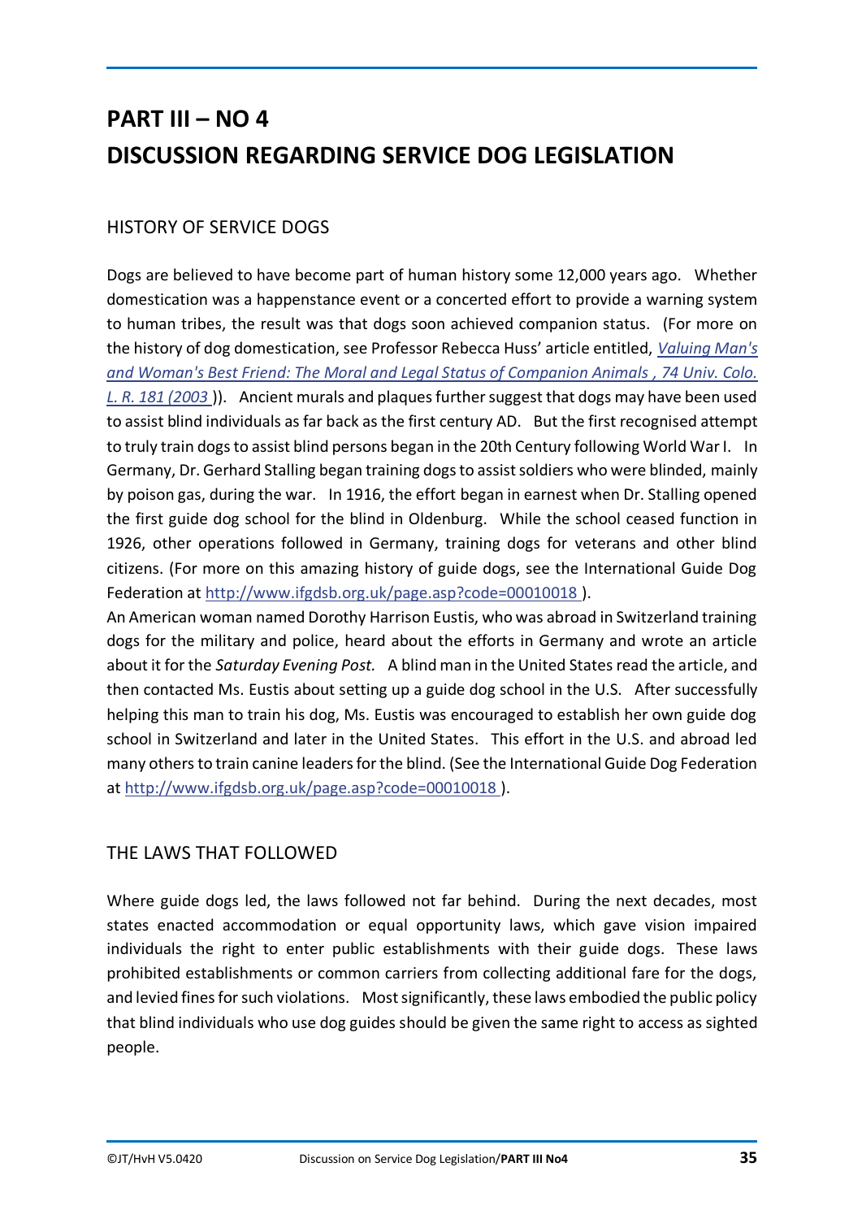# PART III – NO 4
# DISCUSSION REGARDING SERVICE DOG LEGISLATION

## HISTORY OF SERVICE DOGS

Dogs are believed to have become part of human history some 12,000 years ago. Whether domestication was a happenstance event or a concerted effort to provide a warning system to human tribes, the result was that dogs soon achieved companion status. (For more on the history of dog domestication, see Professor Rebecca Huss' article entitled, [*Valuing Man's and Woman's Best Friend: The Moral and Legal Status of Companion Animals , 74 Univ. Colo. L. R. 181 (2003* ]()). Ancient murals and plaques further suggest that dogs may have been used to assist blind individuals as far back as the first century AD. But the first recognised attempt to truly train dogs to assist blind persons began in the 20th Century following World War I. In Germany, Dr. Gerhard Stalling began training dogs to assist soldiers who were blinded, mainly by poison gas, during the war. In 1916, the effort began in earnest when Dr. Stalling opened the first guide dog school for the blind in Oldenburg. While the school ceased function in 1926, other operations followed in Germany, training dogs for veterans and other blind citizens. (For more on this amazing history of guide dogs, see the International Guide Dog Federation at http://www.ifgdsb.org.uk/page.asp?code=00010018 ).

An American woman named Dorothy Harrison Eustis, who was abroad in Switzerland training dogs for the military and police, heard about the efforts in Germany and wrote an article about it for the *Saturday Evening Post.* A blind man in the United States read the article, and then contacted Ms. Eustis about setting up a guide dog school in the U.S. After successfully helping this man to train his dog, Ms. Eustis was encouraged to establish her own guide dog school in Switzerland and later in the United States. This effort in the U.S. and abroad led many others to train canine leaders for the blind. (See the International Guide Dog Federation at http://www.ifgdsb.org.uk/page.asp?code=00010018 ).

## THE LAWS THAT FOLLOWED

Where guide dogs led, the laws followed not far behind. During the next decades, most states enacted accommodation or equal opportunity laws, which gave vision impaired individuals the right to enter public establishments with their guide dogs. These laws prohibited establishments or common carriers from collecting additional fare for the dogs, and levied fines for such violations. Most significantly, these laws embodied the public policy that blind individuals who use dog guides should be given the same right to access as sighted people.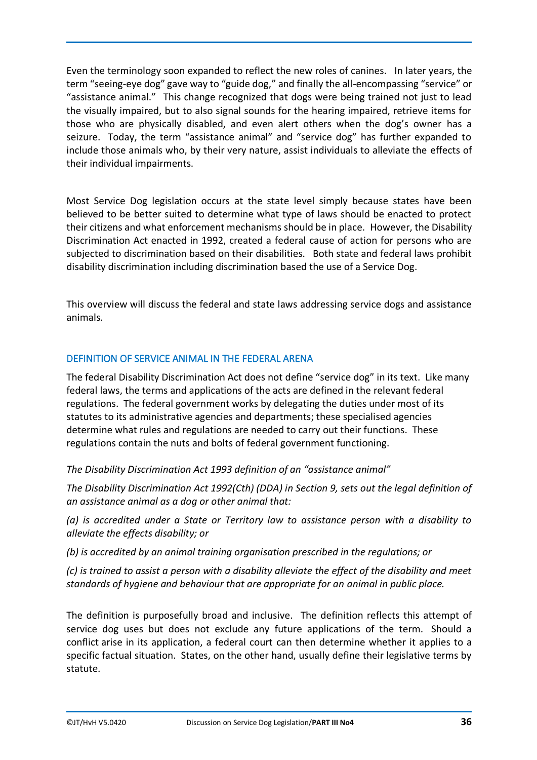Even the terminology soon expanded to reflect the new roles of canines. In later years, the term "seeing-eye dog" gave way to "guide dog," and finally the all-encompassing "service" or "assistance animal." This change recognized that dogs were being trained not just to lead the visually impaired, but to also signal sounds for the hearing impaired, retrieve items for those who are physically disabled, and even alert others when the dog's owner has a seizure. Today, the term "assistance animal" and "service dog" has further expanded to include those animals who, by their very nature, assist individuals to alleviate the effects of their individual impairments.

Most Service Dog legislation occurs at the state level simply because states have been believed to be better suited to determine what type of laws should be enacted to protect their citizens and what enforcement mechanisms should be in place. However, the Disability Discrimination Act enacted in 1992, created a federal cause of action for persons who are subjected to discrimination based on their disabilities. Both state and federal laws prohibit disability discrimination including discrimination based the use of a Service Dog.

This overview will discuss the federal and state laws addressing service dogs and assistance animals.

## DEFINITION OF SERVICE ANIMAL IN THE FEDERAL ARENA

The federal Disability Discrimination Act does not define "service dog" in its text. Like many federal laws, the terms and applications of the acts are defined in the relevant federal regulations. The federal government works by delegating the duties under most of its statutes to its administrative agencies and departments; these specialised agencies determine what rules and regulations are needed to carry out their functions. These regulations contain the nuts and bolts of federal government functioning.

*The Disability Discrimination Act 1993 definition of an "assistance animal"*

*The Disability Discrimination Act 1992(Cth) (DDA) in Section 9, sets out the legal definition of an assistance animal as a dog or other animal that:*

*(a) is accredited under a State or Territory law to assistance person with a disability to alleviate the effects disability; or*

*(b) is accredited by an animal training organisation prescribed in the regulations; or*

*(c) is trained to assist a person with a disability alleviate the effect of the disability and meet standards of hygiene and behaviour that are appropriate for an animal in public place.*

The definition is purposefully broad and inclusive. The definition reflects this attempt of service dog uses but does not exclude any future applications of the term. Should a conflict arise in its application, a federal court can then determine whether it applies to a specific factual situation. States, on the other hand, usually define their legislative terms by statute.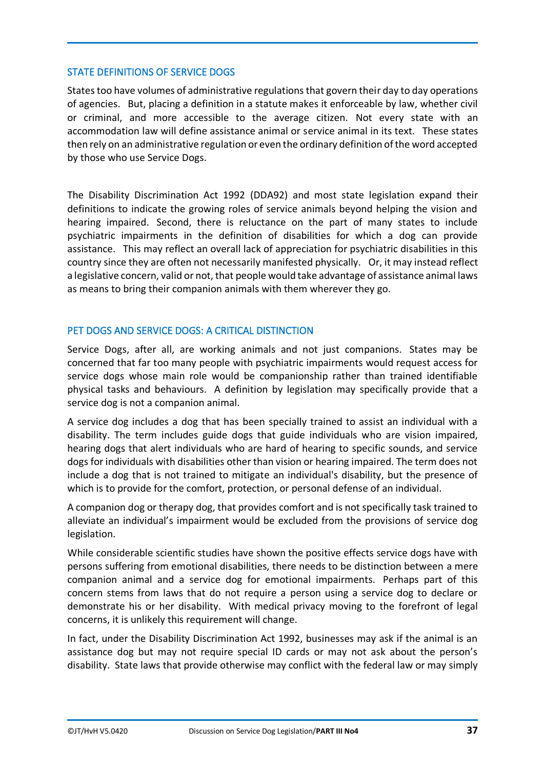## STATE DEFINITIONS OF SERVICE DOGS

States too have volumes of administrative regulations that govern their day to day operations of agencies. But, placing a definition in a statute makes it enforceable by law, whether civil or criminal, and more accessible to the average citizen. Not every state with an accommodation law will define assistance animal or service animal in its text. These states then rely on an administrative regulation or even the ordinary definition of the word accepted by those who use Service Dogs.

The Disability Discrimination Act 1992 (DDA92) and most state legislation expand their definitions to indicate the growing roles of service animals beyond helping the vision and hearing impaired. Second, there is reluctance on the part of many states to include psychiatric impairments in the definition of disabilities for which a dog can provide assistance. This may reflect an overall lack of appreciation for psychiatric disabilities in this country since they are often not necessarily manifested physically. Or, it may instead reflect a legislative concern, valid or not, that people would take advantage of assistance animal laws as means to bring their companion animals with them wherever they go.

## PET DOGS AND SERVICE DOGS: A CRITICAL DISTINCTION

Service Dogs, after all, are working animals and not just companions. States may be concerned that far too many people with psychiatric impairments would request access for service dogs whose main role would be companionship rather than trained identifiable physical tasks and behaviours. A definition by legislation may specifically provide that a service dog is not a companion animal.

A service dog includes a dog that has been specially trained to assist an individual with a disability. The term includes guide dogs that guide individuals who are vision impaired, hearing dogs that alert individuals who are hard of hearing to specific sounds, and service dogs for individuals with disabilities other than vision or hearing impaired. The term does not include a dog that is not trained to mitigate an individual's disability, but the presence of which is to provide for the comfort, protection, or personal defense of an individual.

A companion dog or therapy dog, that provides comfort and is not specifically task trained to alleviate an individual's impairment would be excluded from the provisions of service dog legislation.

While considerable scientific studies have shown the positive effects service dogs have with persons suffering from emotional disabilities, there needs to be distinction between a mere companion animal and a service dog for emotional impairments. Perhaps part of this concern stems from laws that do not require a person using a service dog to declare or demonstrate his or her disability. With medical privacy moving to the forefront of legal concerns, it is unlikely this requirement will change.

In fact, under the Disability Discrimination Act 1992, businesses may ask if the animal is an assistance dog but may not require special ID cards or may not ask about the person's disability. State laws that provide otherwise may conflict with the federal law or may simply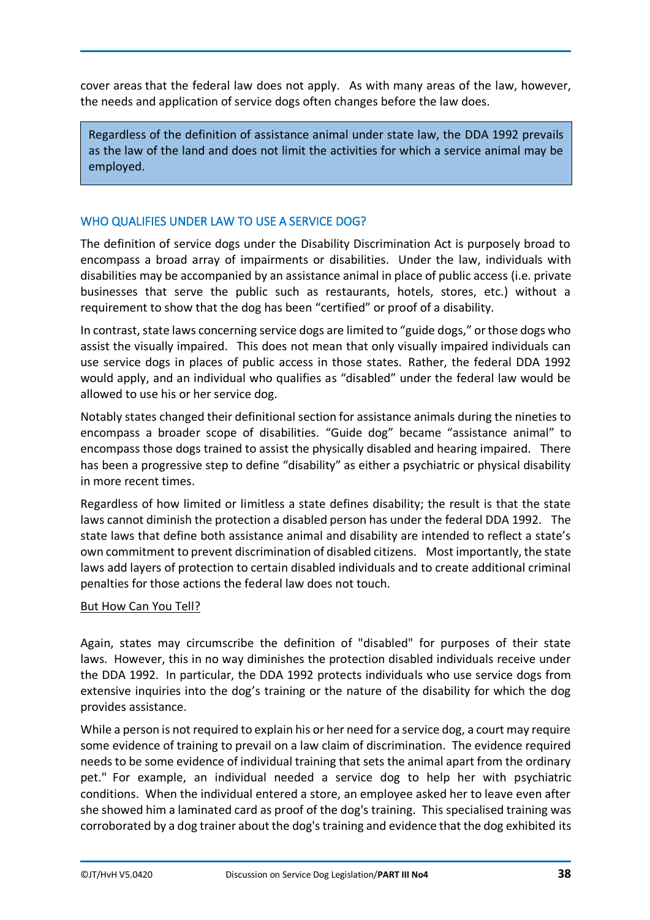cover areas that the federal law does not apply. As with many areas of the law, however, the needs and application of service dogs often changes before the law does.

> Regardless of the definition of assistance animal under state law, the DDA 1992 prevails as the law of the land and does not limit the activities for which a service animal may be employed.

## WHO QUALIFIES UNDER LAW TO USE A SERVICE DOG?

The definition of service dogs under the Disability Discrimination Act is purposely broad to encompass a broad array of impairments or disabilities. Under the law, individuals with disabilities may be accompanied by an assistance animal in place of public access (i.e. private businesses that serve the public such as restaurants, hotels, stores, etc.) without a requirement to show that the dog has been "certified" or proof of a disability.

In contrast, state laws concerning service dogs are limited to "guide dogs," or those dogs who assist the visually impaired. This does not mean that only visually impaired individuals can use service dogs in places of public access in those states. Rather, the federal DDA 1992 would apply, and an individual who qualifies as "disabled" under the federal law would be allowed to use his or her service dog.

Notably states changed their definitional section for assistance animals during the nineties to encompass a broader scope of disabilities. "Guide dog" became "assistance animal" to encompass those dogs trained to assist the physically disabled and hearing impaired. There has been a progressive step to define "disability" as either a psychiatric or physical disability in more recent times.

Regardless of how limited or limitless a state defines disability; the result is that the state laws cannot diminish the protection a disabled person has under the federal DDA 1992. The state laws that define both assistance animal and disability are intended to reflect a state's own commitment to prevent discrimination of disabled citizens. Most importantly, the state laws add layers of protection to certain disabled individuals and to create additional criminal penalties for those actions the federal law does not touch.

<u>But How Can You Tell?</u>

Again, states may circumscribe the definition of "disabled" for purposes of their state laws. However, this in no way diminishes the protection disabled individuals receive under the DDA 1992. In particular, the DDA 1992 protects individuals who use service dogs from extensive inquiries into the dog's training or the nature of the disability for which the dog provides assistance.

While a person is not required to explain his or her need for a service dog, a court may require some evidence of training to prevail on a law claim of discrimination. The evidence required needs to be some evidence of individual training that sets the animal apart from the ordinary pet." For example, an individual needed a service dog to help her with psychiatric conditions. When the individual entered a store, an employee asked her to leave even after she showed him a laminated card as proof of the dog's training. This specialised training was corroborated by a dog trainer about the dog's training and evidence that the dog exhibited its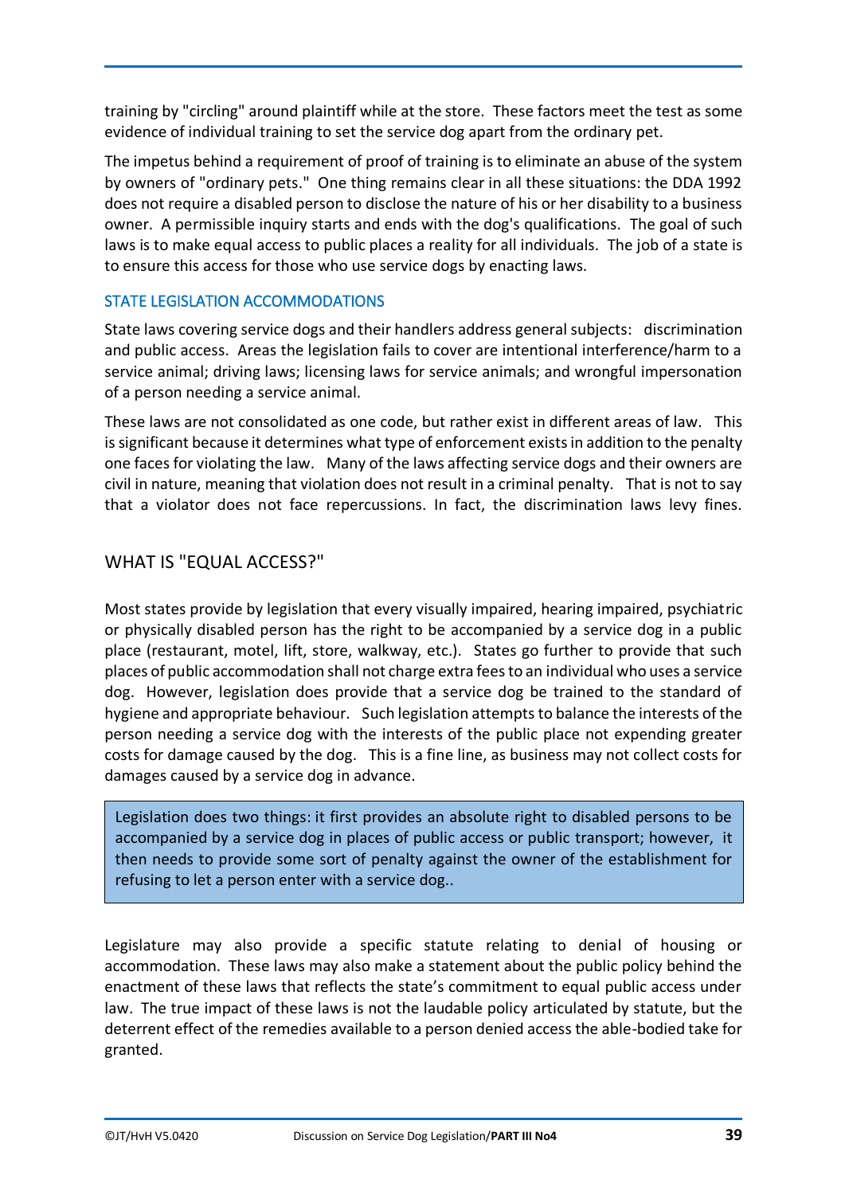training by "circling" around plaintiff while at the store. These factors meet the test as some evidence of individual training to set the service dog apart from the ordinary pet.

The impetus behind a requirement of proof of training is to eliminate an abuse of the system by owners of "ordinary pets." One thing remains clear in all these situations: the DDA 1992 does not require a disabled person to disclose the nature of his or her disability to a business owner. A permissible inquiry starts and ends with the dog's qualifications. The goal of such laws is to make equal access to public places a reality for all individuals. The job of a state is to ensure this access for those who use service dogs by enacting laws.

### STATE LEGISLATION ACCOMMODATIONS

State laws covering service dogs and their handlers address general subjects: discrimination and public access. Areas the legislation fails to cover are intentional interference/harm to a service animal; driving laws; licensing laws for service animals; and wrongful impersonation of a person needing a service animal.

These laws are not consolidated as one code, but rather exist in different areas of law. This is significant because it determines what type of enforcement exists in addition to the penalty one faces for violating the law. Many of the laws affecting service dogs and their owners are civil in nature, meaning that violation does not result in a criminal penalty. That is not to say that a violator does not face repercussions. In fact, the discrimination laws levy fines.

## WHAT IS "EQUAL ACCESS?"

Most states provide by legislation that every visually impaired, hearing impaired, psychiatric or physically disabled person has the right to be accompanied by a service dog in a public place (restaurant, motel, lift, store, walkway, etc.). States go further to provide that such places of public accommodation shall not charge extra fees to an individual who uses a service dog. However, legislation does provide that a service dog be trained to the standard of hygiene and appropriate behaviour. Such legislation attempts to balance the interests of the person needing a service dog with the interests of the public place not expending greater costs for damage caused by the dog. This is a fine line, as business may not collect costs for damages caused by a service dog in advance.

> Legislation does two things: it first provides an absolute right to disabled persons to be accompanied by a service dog in places of public access or public transport; however, it then needs to provide some sort of penalty against the owner of the establishment for refusing to let a person enter with a service dog..

Legislature may also provide a specific statute relating to denial of housing or accommodation. These laws may also make a statement about the public policy behind the enactment of these laws that reflects the state's commitment to equal public access under law. The true impact of these laws is not the laudable policy articulated by statute, but the deterrent effect of the remedies available to a person denied access the able-bodied take for granted.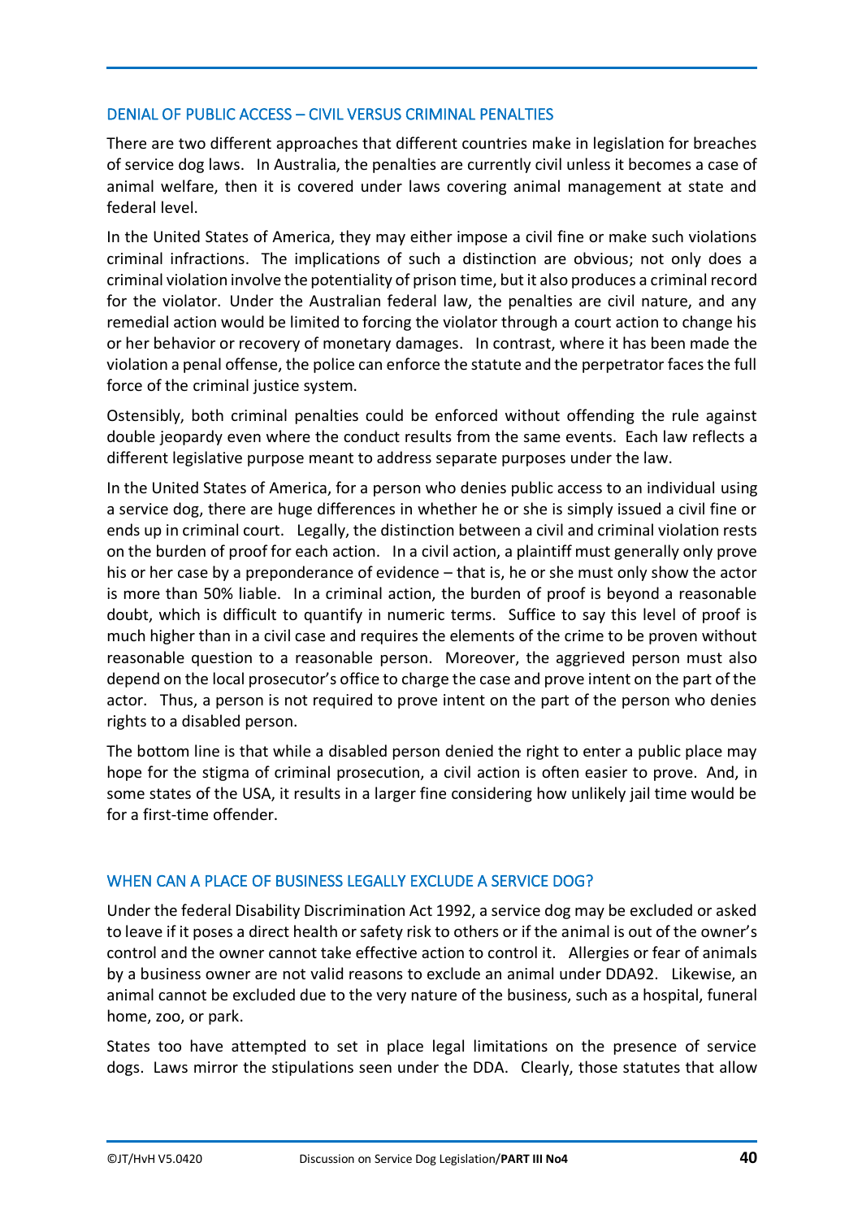## DENIAL OF PUBLIC ACCESS – CIVIL VERSUS CRIMINAL PENALTIES

There are two different approaches that different countries make in legislation for breaches of service dog laws. In Australia, the penalties are currently civil unless it becomes a case of animal welfare, then it is covered under laws covering animal management at state and federal level.

In the United States of America, they may either impose a civil fine or make such violations criminal infractions. The implications of such a distinction are obvious; not only does a criminal violation involve the potentiality of prison time, but it also produces a criminal record for the violator. Under the Australian federal law, the penalties are civil nature, and any remedial action would be limited to forcing the violator through a court action to change his or her behavior or recovery of monetary damages. In contrast, where it has been made the violation a penal offense, the police can enforce the statute and the perpetrator faces the full force of the criminal justice system.

Ostensibly, both criminal penalties could be enforced without offending the rule against double jeopardy even where the conduct results from the same events. Each law reflects a different legislative purpose meant to address separate purposes under the law.

In the United States of America, for a person who denies public access to an individual using a service dog, there are huge differences in whether he or she is simply issued a civil fine or ends up in criminal court. Legally, the distinction between a civil and criminal violation rests on the burden of proof for each action. In a civil action, a plaintiff must generally only prove his or her case by a preponderance of evidence – that is, he or she must only show the actor is more than 50% liable. In a criminal action, the burden of proof is beyond a reasonable doubt, which is difficult to quantify in numeric terms. Suffice to say this level of proof is much higher than in a civil case and requires the elements of the crime to be proven without reasonable question to a reasonable person. Moreover, the aggrieved person must also depend on the local prosecutor's office to charge the case and prove intent on the part of the actor. Thus, a person is not required to prove intent on the part of the person who denies rights to a disabled person.

The bottom line is that while a disabled person denied the right to enter a public place may hope for the stigma of criminal prosecution, a civil action is often easier to prove. And, in some states of the USA, it results in a larger fine considering how unlikely jail time would be for a first-time offender.

## WHEN CAN A PLACE OF BUSINESS LEGALLY EXCLUDE A SERVICE DOG?

Under the federal Disability Discrimination Act 1992, a service dog may be excluded or asked to leave if it poses a direct health or safety risk to others or if the animal is out of the owner's control and the owner cannot take effective action to control it. Allergies or fear of animals by a business owner are not valid reasons to exclude an animal under DDA92. Likewise, an animal cannot be excluded due to the very nature of the business, such as a hospital, funeral home, zoo, or park.

States too have attempted to set in place legal limitations on the presence of service dogs. Laws mirror the stipulations seen under the DDA. Clearly, those statutes that allow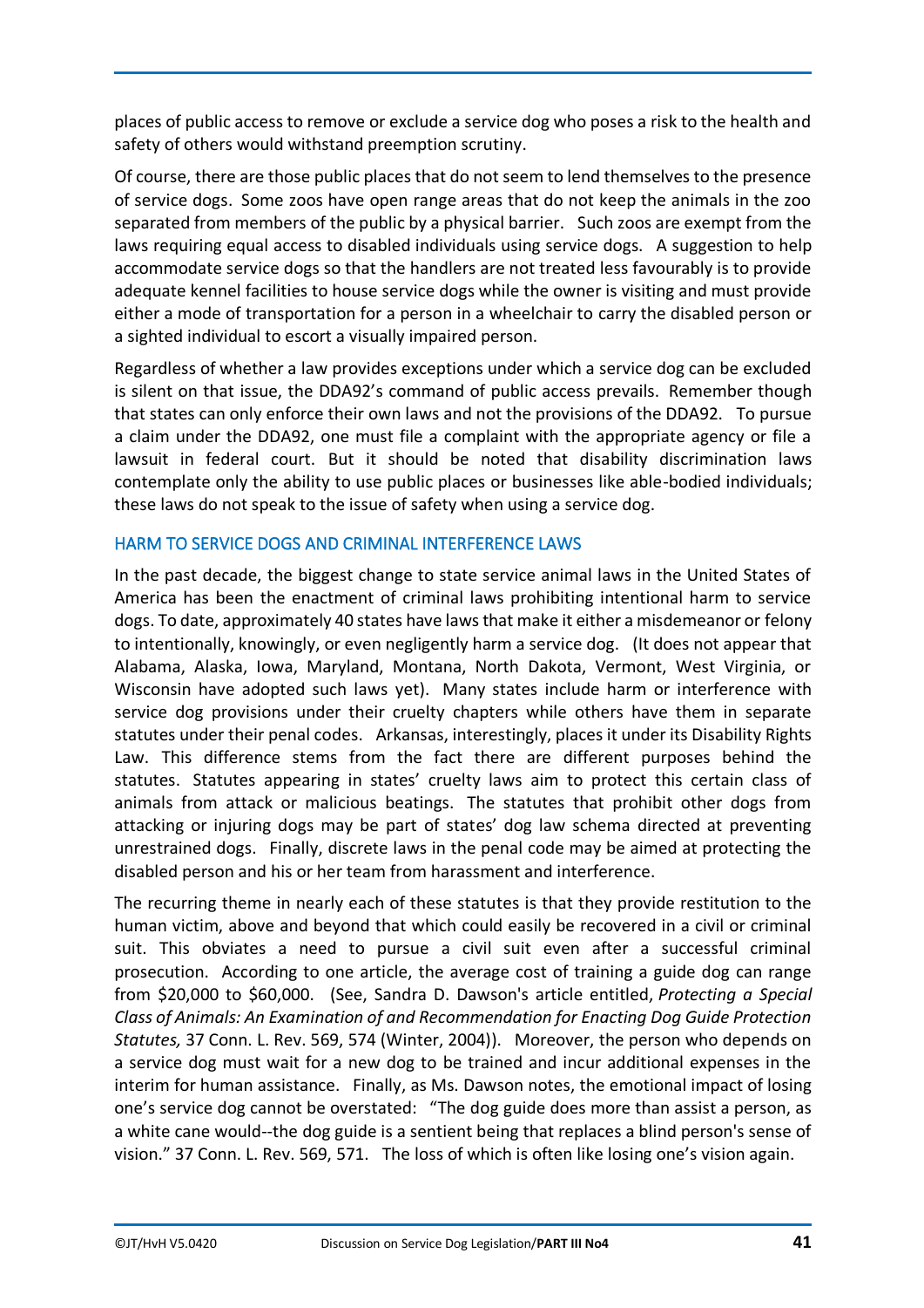places of public access to remove or exclude a service dog who poses a risk to the health and safety of others would withstand preemption scrutiny.

Of course, there are those public places that do not seem to lend themselves to the presence of service dogs. Some zoos have open range areas that do not keep the animals in the zoo separated from members of the public by a physical barrier. Such zoos are exempt from the laws requiring equal access to disabled individuals using service dogs. A suggestion to help accommodate service dogs so that the handlers are not treated less favourably is to provide adequate kennel facilities to house service dogs while the owner is visiting and must provide either a mode of transportation for a person in a wheelchair to carry the disabled person or a sighted individual to escort a visually impaired person.

Regardless of whether a law provides exceptions under which a service dog can be excluded is silent on that issue, the DDA92's command of public access prevails. Remember though that states can only enforce their own laws and not the provisions of the DDA92. To pursue a claim under the DDA92, one must file a complaint with the appropriate agency or file a lawsuit in federal court. But it should be noted that disability discrimination laws contemplate only the ability to use public places or businesses like able-bodied individuals; these laws do not speak to the issue of safety when using a service dog.

## HARM TO SERVICE DOGS AND CRIMINAL INTERFERENCE LAWS

In the past decade, the biggest change to state service animal laws in the United States of America has been the enactment of criminal laws prohibiting intentional harm to service dogs. To date, approximately 40 states have laws that make it either a misdemeanor or felony to intentionally, knowingly, or even negligently harm a service dog. (It does not appear that Alabama, Alaska, Iowa, Maryland, Montana, North Dakota, Vermont, West Virginia, or Wisconsin have adopted such laws yet). Many states include harm or interference with service dog provisions under their cruelty chapters while others have them in separate statutes under their penal codes. Arkansas, interestingly, places it under its Disability Rights Law. This difference stems from the fact there are different purposes behind the statutes. Statutes appearing in states' cruelty laws aim to protect this certain class of animals from attack or malicious beatings. The statutes that prohibit other dogs from attacking or injuring dogs may be part of states' dog law schema directed at preventing unrestrained dogs. Finally, discrete laws in the penal code may be aimed at protecting the disabled person and his or her team from harassment and interference.

The recurring theme in nearly each of these statutes is that they provide restitution to the human victim, above and beyond that which could easily be recovered in a civil or criminal suit. This obviates a need to pursue a civil suit even after a successful criminal prosecution. According to one article, the average cost of training a guide dog can range from $20,000 to $60,000. (See, Sandra D. Dawson's article entitled, *Protecting a Special Class of Animals: An Examination of and Recommendation for Enacting Dog Guide Protection Statutes,* 37 Conn. L. Rev. 569, 574 (Winter, 2004)). Moreover, the person who depends on a service dog must wait for a new dog to be trained and incur additional expenses in the interim for human assistance. Finally, as Ms. Dawson notes, the emotional impact of losing one's service dog cannot be overstated: "The dog guide does more than assist a person, as a white cane would--the dog guide is a sentient being that replaces a blind person's sense of vision." 37 Conn. L. Rev. 569, 571. The loss of which is often like losing one's vision again.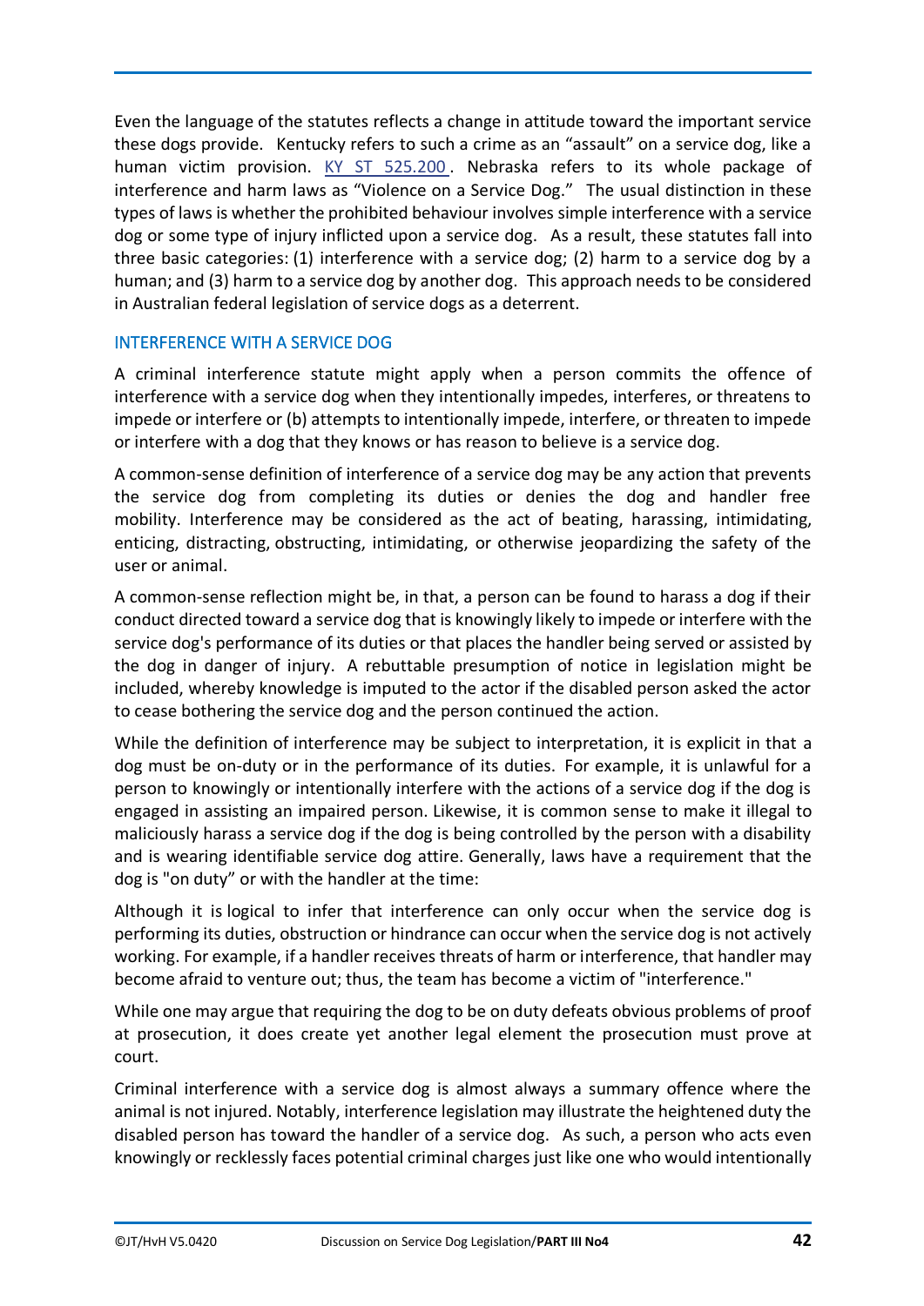Even the language of the statutes reflects a change in attitude toward the important service these dogs provide. Kentucky refers to such a crime as an "assault" on a service dog, like a human victim provision. [KY ST 525.200](). Nebraska refers to its whole package of interference and harm laws as "Violence on a Service Dog." The usual distinction in these types of laws is whether the prohibited behaviour involves simple interference with a service dog or some type of injury inflicted upon a service dog. As a result, these statutes fall into three basic categories: (1) interference with a service dog; (2) harm to a service dog by a human; and (3) harm to a service dog by another dog. This approach needs to be considered in Australian federal legislation of service dogs as a deterrent.

## INTERFERENCE WITH A SERVICE DOG

A criminal interference statute might apply when a person commits the offence of interference with a service dog when they intentionally impedes, interferes, or threatens to impede or interfere or (b) attempts to intentionally impede, interfere, or threaten to impede or interfere with a dog that they knows or has reason to believe is a service dog.

A common-sense definition of interference of a service dog may be any action that prevents the service dog from completing its duties or denies the dog and handler free mobility. Interference may be considered as the act of beating, harassing, intimidating, enticing, distracting, obstructing, intimidating, or otherwise jeopardizing the safety of the user or animal.

A common-sense reflection might be, in that, a person can be found to harass a dog if their conduct directed toward a service dog that is knowingly likely to impede or interfere with the service dog's performance of its duties or that places the handler being served or assisted by the dog in danger of injury. A rebuttable presumption of notice in legislation might be included, whereby knowledge is imputed to the actor if the disabled person asked the actor to cease bothering the service dog and the person continued the action.

While the definition of interference may be subject to interpretation, it is explicit in that a dog must be on-duty or in the performance of its duties. For example, it is unlawful for a person to knowingly or intentionally interfere with the actions of a service dog if the dog is engaged in assisting an impaired person. Likewise, it is common sense to make it illegal to maliciously harass a service dog if the dog is being controlled by the person with a disability and is wearing identifiable service dog attire. Generally, laws have a requirement that the dog is "on duty" or with the handler at the time:

Although it is logical to infer that interference can only occur when the service dog is performing its duties, obstruction or hindrance can occur when the service dog is not actively working. For example, if a handler receives threats of harm or interference, that handler may become afraid to venture out; thus, the team has become a victim of "interference."

While one may argue that requiring the dog to be on duty defeats obvious problems of proof at prosecution, it does create yet another legal element the prosecution must prove at court.

Criminal interference with a service dog is almost always a summary offence where the animal is not injured. Notably, interference legislation may illustrate the heightened duty the disabled person has toward the handler of a service dog. As such, a person who acts even knowingly or recklessly faces potential criminal charges just like one who would intentionally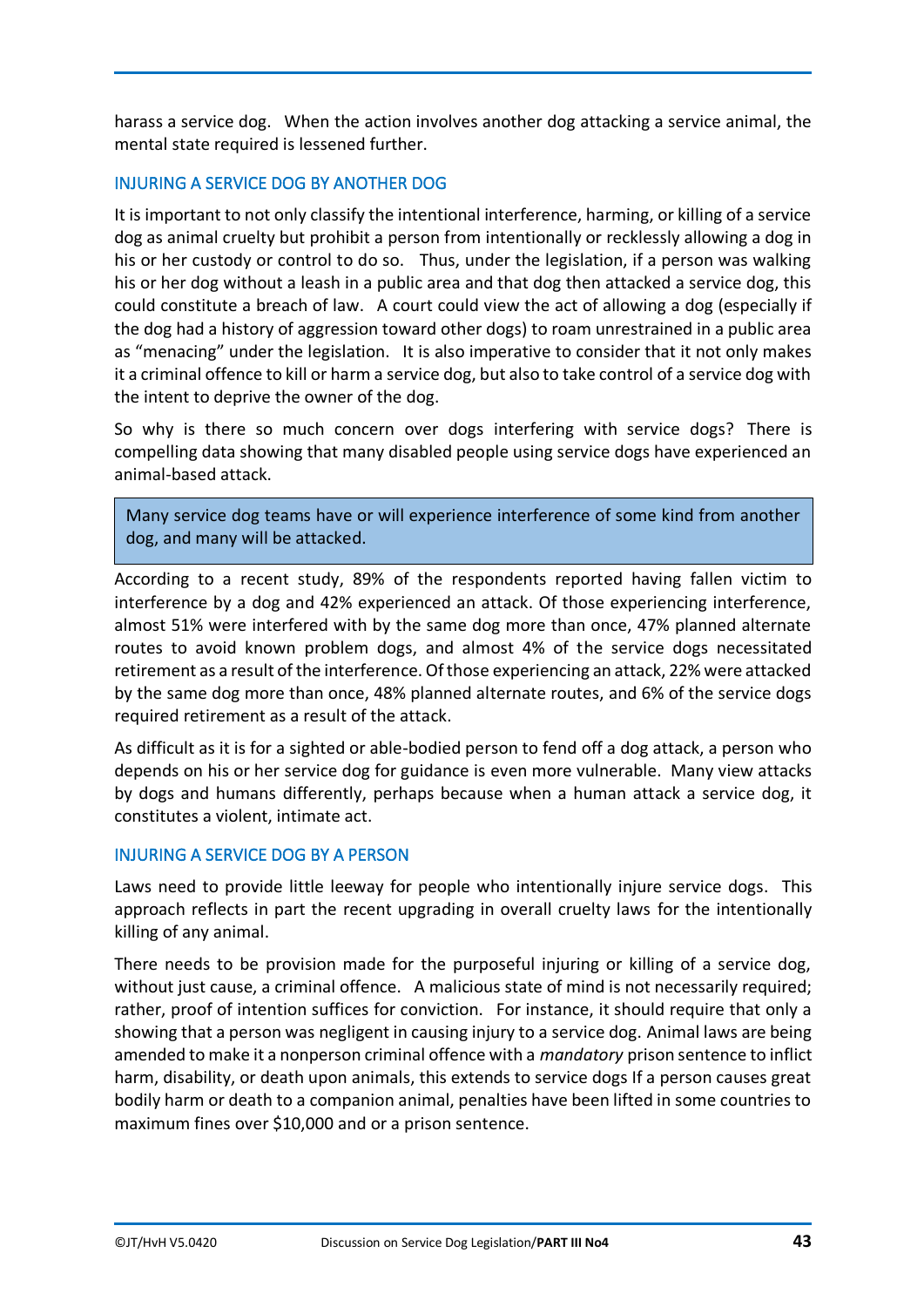harass a service dog. When the action involves another dog attacking a service animal, the mental state required is lessened further.

## INJURING A SERVICE DOG BY ANOTHER DOG

It is important to not only classify the intentional interference, harming, or killing of a service dog as animal cruelty but prohibit a person from intentionally or recklessly allowing a dog in his or her custody or control to do so. Thus, under the legislation, if a person was walking his or her dog without a leash in a public area and that dog then attacked a service dog, this could constitute a breach of law. A court could view the act of allowing a dog (especially if the dog had a history of aggression toward other dogs) to roam unrestrained in a public area as "menacing" under the legislation. It is also imperative to consider that it not only makes it a criminal offence to kill or harm a service dog, but also to take control of a service dog with the intent to deprive the owner of the dog.

So why is there so much concern over dogs interfering with service dogs? There is compelling data showing that many disabled people using service dogs have experienced an animal-based attack.

> Many service dog teams have or will experience interference of some kind from another dog, and many will be attacked.

According to a recent study, 89% of the respondents reported having fallen victim to interference by a dog and 42% experienced an attack. Of those experiencing interference, almost 51% were interfered with by the same dog more than once, 47% planned alternate routes to avoid known problem dogs, and almost 4% of the service dogs necessitated retirement as a result of the interference. Of those experiencing an attack, 22% were attacked by the same dog more than once, 48% planned alternate routes, and 6% of the service dogs required retirement as a result of the attack.

As difficult as it is for a sighted or able-bodied person to fend off a dog attack, a person who depends on his or her service dog for guidance is even more vulnerable. Many view attacks by dogs and humans differently, perhaps because when a human attack a service dog, it constitutes a violent, intimate act.

## INJURING A SERVICE DOG BY A PERSON

Laws need to provide little leeway for people who intentionally injure service dogs. This approach reflects in part the recent upgrading in overall cruelty laws for the intentionally killing of any animal.

There needs to be provision made for the purposeful injuring or killing of a service dog, without just cause, a criminal offence. A malicious state of mind is not necessarily required; rather, proof of intention suffices for conviction. For instance, it should require that only a showing that a person was negligent in causing injury to a service dog. Animal laws are being amended to make it a nonperson criminal offence with a *mandatory* prison sentence to inflict harm, disability, or death upon animals, this extends to service dogs If a person causes great bodily harm or death to a companion animal, penalties have been lifted in some countries to maximum fines over $10,000 and or a prison sentence.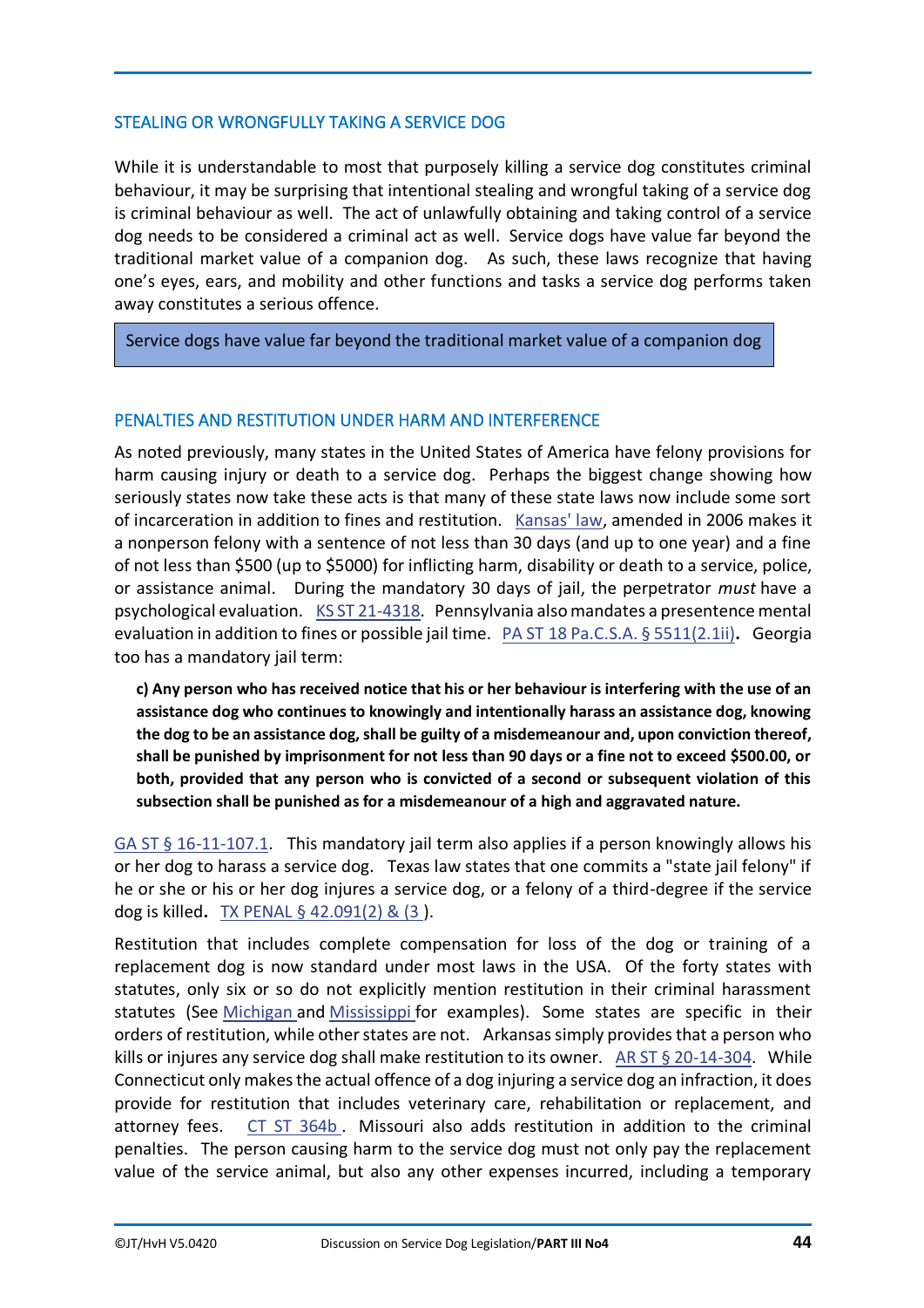## STEALING OR WRONGFULLY TAKING A SERVICE DOG

While it is understandable to most that purposely killing a service dog constitutes criminal behaviour, it may be surprising that intentional stealing and wrongful taking of a service dog is criminal behaviour as well. The act of unlawfully obtaining and taking control of a service dog needs to be considered a criminal act as well. Service dogs have value far beyond the traditional market value of a companion dog. As such, these laws recognize that having one's eyes, ears, and mobility and other functions and tasks a service dog performs taken away constitutes a serious offence.

> Service dogs have value far beyond the traditional market value of a companion dog

## PENALTIES AND RESTITUTION UNDER HARM AND INTERFERENCE

As noted previously, many states in the United States of America have felony provisions for harm causing injury or death to a service dog. Perhaps the biggest change showing how seriously states now take these acts is that many of these state laws now include some sort of incarceration in addition to fines and restitution. Kansas' law, amended in 2006 makes it a nonperson felony with a sentence of not less than 30 days (and up to one year) and a fine of not less than $500 (up to $5000) for inflicting harm, disability or death to a service, police, or assistance animal. During the mandatory 30 days of jail, the perpetrator *must* have a psychological evaluation. KS ST 21-4318. Pennsylvania also mandates a presentence mental evaluation in addition to fines or possible jail time. PA ST 18 Pa.C.S.A. § 5511(2.1ii)**.** Georgia too has a mandatory jail term:

> **c) Any person who has received notice that his or her behaviour is interfering with the use of an assistance dog who continues to knowingly and intentionally harass an assistance dog, knowing the dog to be an assistance dog, shall be guilty of a misdemeanour and, upon conviction thereof, shall be punished by imprisonment for not less than 90 days or a fine not to exceed $500.00, or both, provided that any person who is convicted of a second or subsequent violation of this subsection shall be punished as for a misdemeanour of a high and aggravated nature.**

GA ST § 16-11-107.1. This mandatory jail term also applies if a person knowingly allows his or her dog to harass a service dog. Texas law states that one commits a "state jail felony" if he or she or his or her dog injures a service dog, or a felony of a third-degree if the service dog is killed**.** TX PENAL § 42.091(2) & (3 ).

Restitution that includes complete compensation for loss of the dog or training of a replacement dog is now standard under most laws in the USA. Of the forty states with statutes, only six or so do not explicitly mention restitution in their criminal harassment statutes (See Michigan and Mississippi for examples). Some states are specific in their orders of restitution, while other states are not. Arkansas simply provides that a person who kills or injures any service dog shall make restitution to its owner. AR ST § 20-14-304. While Connecticut only makes the actual offence of a dog injuring a service dog an infraction, it does provide for restitution that includes veterinary care, rehabilitation or replacement, and attorney fees. CT ST 364b . Missouri also adds restitution in addition to the criminal penalties. The person causing harm to the service dog must not only pay the replacement value of the service animal, but also any other expenses incurred, including a temporary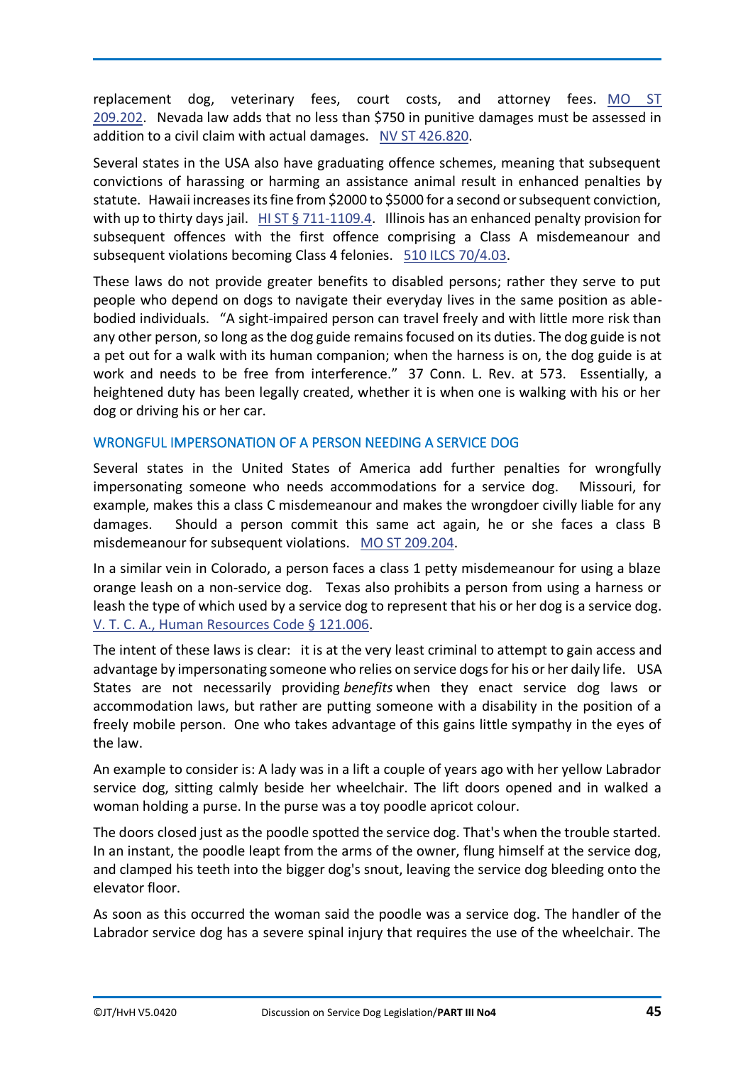replacement dog, veterinary fees, court costs, and attorney fees. [MO ST 209.202](). Nevada law adds that no less than $750 in punitive damages must be assessed in addition to a civil claim with actual damages. [NV ST 426.820]().

Several states in the USA also have graduating offence schemes, meaning that subsequent convictions of harassing or harming an assistance animal result in enhanced penalties by statute. Hawaii increases its fine from $2000 to $5000 for a second or subsequent conviction, with up to thirty days jail. [HI ST § 711-1109.4](). Illinois has an enhanced penalty provision for subsequent offences with the first offence comprising a Class A misdemeanour and subsequent violations becoming Class 4 felonies. [510 ILCS 70/4.03]().

These laws do not provide greater benefits to disabled persons; rather they serve to put people who depend on dogs to navigate their everyday lives in the same position as able-bodied individuals. "A sight-impaired person can travel freely and with little more risk than any other person, so long as the dog guide remains focused on its duties. The dog guide is not a pet out for a walk with its human companion; when the harness is on, the dog guide is at work and needs to be free from interference." 37 Conn. L. Rev. at 573. Essentially, a heightened duty has been legally created, whether it is when one is walking with his or her dog or driving his or her car.

## WRONGFUL IMPERSONATION OF A PERSON NEEDING A SERVICE DOG

Several states in the United States of America add further penalties for wrongfully impersonating someone who needs accommodations for a service dog. Missouri, for example, makes this a class C misdemeanour and makes the wrongdoer civilly liable for any damages. Should a person commit this same act again, he or she faces a class B misdemeanour for subsequent violations. [MO ST 209.204]().

In a similar vein in Colorado, a person faces a class 1 petty misdemeanour for using a blaze orange leash on a non-service dog. Texas also prohibits a person from using a harness or leash the type of which used by a service dog to represent that his or her dog is a service dog. [V. T. C. A., Human Resources Code § 121.006]().

The intent of these laws is clear: it is at the very least criminal to attempt to gain access and advantage by impersonating someone who relies on service dogs for his or her daily life. USA States are not necessarily providing *benefits* when they enact service dog laws or accommodation laws, but rather are putting someone with a disability in the position of a freely mobile person. One who takes advantage of this gains little sympathy in the eyes of the law.

An example to consider is: A lady was in a lift a couple of years ago with her yellow Labrador service dog, sitting calmly beside her wheelchair. The lift doors opened and in walked a woman holding a purse. In the purse was a toy poodle apricot colour.

The doors closed just as the poodle spotted the service dog. That's when the trouble started. In an instant, the poodle leapt from the arms of the owner, flung himself at the service dog, and clamped his teeth into the bigger dog's snout, leaving the service dog bleeding onto the elevator floor.

As soon as this occurred the woman said the poodle was a service dog. The handler of the Labrador service dog has a severe spinal injury that requires the use of the wheelchair. The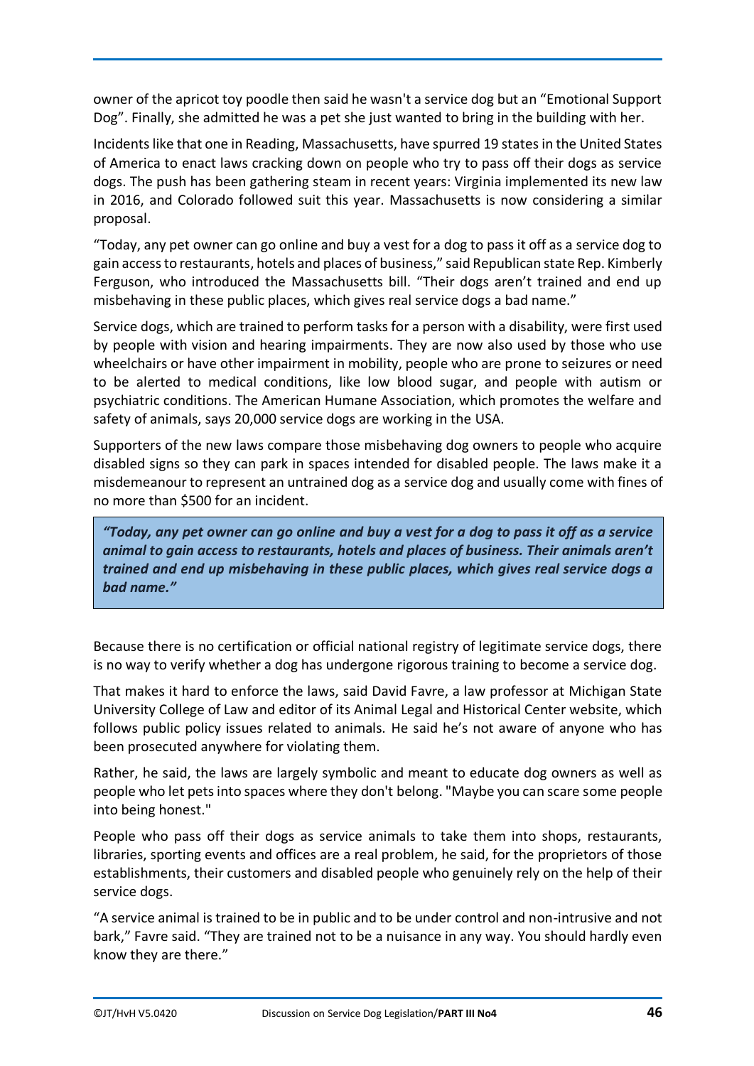owner of the apricot toy poodle then said he wasn't a service dog but an "Emotional Support Dog". Finally, she admitted he was a pet she just wanted to bring in the building with her.

Incidents like that one in Reading, Massachusetts, have spurred 19 states in the United States of America to enact laws cracking down on people who try to pass off their dogs as service dogs. The push has been gathering steam in recent years: Virginia implemented its new law in 2016, and Colorado followed suit this year. Massachusetts is now considering a similar proposal.

"Today, any pet owner can go online and buy a vest for a dog to pass it off as a service dog to gain access to restaurants, hotels and places of business," said Republican state Rep. Kimberly Ferguson, who introduced the Massachusetts bill. "Their dogs aren't trained and end up misbehaving in these public places, which gives real service dogs a bad name."

Service dogs, which are trained to perform tasks for a person with a disability, were first used by people with vision and hearing impairments. They are now also used by those who use wheelchairs or have other impairment in mobility, people who are prone to seizures or need to be alerted to medical conditions, like low blood sugar, and people with autism or psychiatric conditions. The American Humane Association, which promotes the welfare and safety of animals, says 20,000 service dogs are working in the USA.

Supporters of the new laws compare those misbehaving dog owners to people who acquire disabled signs so they can park in spaces intended for disabled people. The laws make it a misdemeanour to represent an untrained dog as a service dog and usually come with fines of no more than $500 for an incident.

> ***"Today, any pet owner can go online and buy a vest for a dog to pass it off as a service animal to gain access to restaurants, hotels and places of business. Their animals aren't trained and end up misbehaving in these public places, which gives real service dogs a bad name."***

Because there is no certification or official national registry of legitimate service dogs, there is no way to verify whether a dog has undergone rigorous training to become a service dog.

That makes it hard to enforce the laws, said David Favre, a law professor at Michigan State University College of Law and editor of its Animal Legal and Historical Center website, which follows public policy issues related to animals. He said he's not aware of anyone who has been prosecuted anywhere for violating them.

Rather, he said, the laws are largely symbolic and meant to educate dog owners as well as people who let pets into spaces where they don't belong. "Maybe you can scare some people into being honest."

People who pass off their dogs as service animals to take them into shops, restaurants, libraries, sporting events and offices are a real problem, he said, for the proprietors of those establishments, their customers and disabled people who genuinely rely on the help of their service dogs.

"A service animal is trained to be in public and to be under control and non-intrusive and not bark," Favre said. "They are trained not to be a nuisance in any way. You should hardly even know they are there."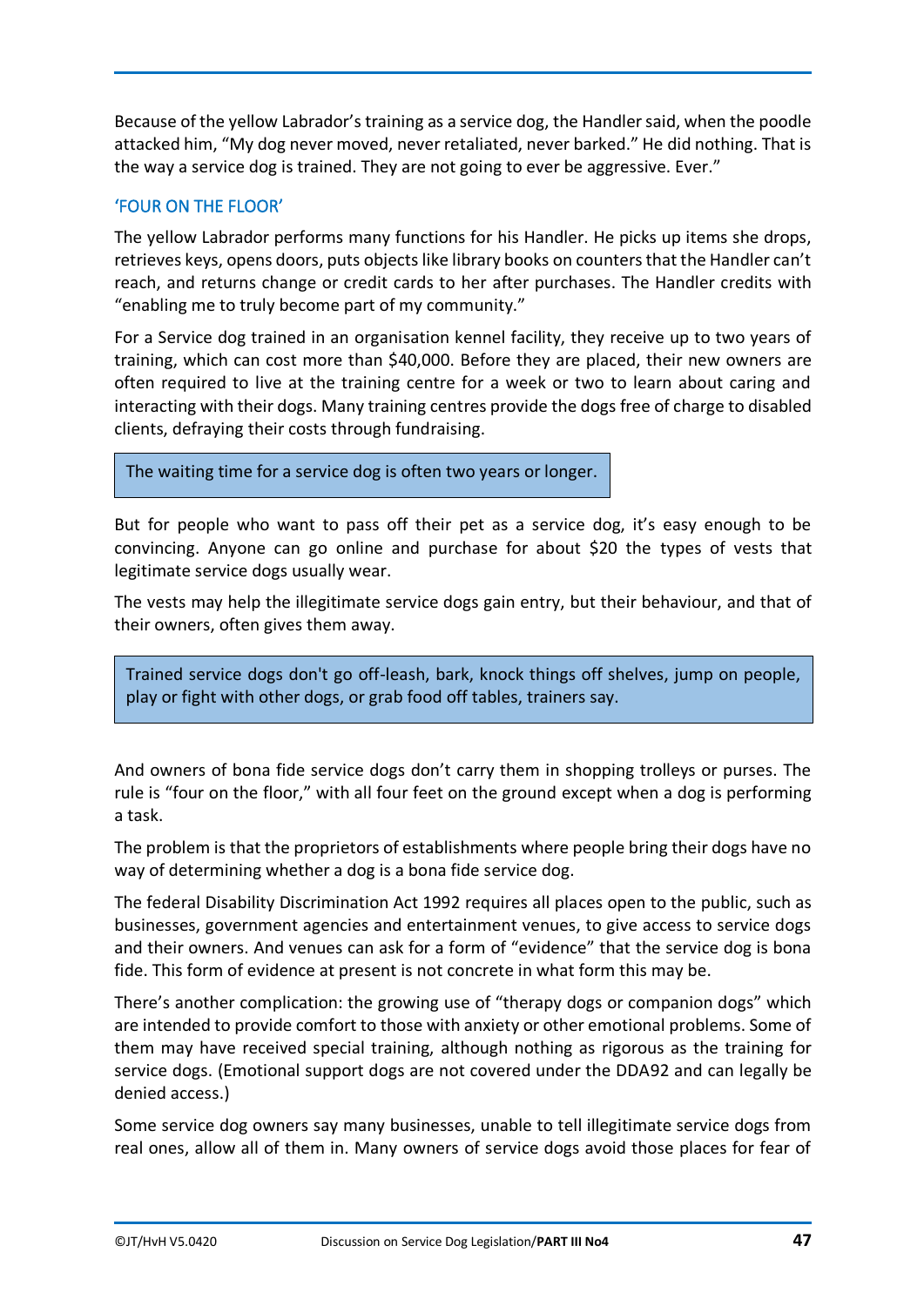Because of the yellow Labrador's training as a service dog, the Handler said, when the poodle attacked him, "My dog never moved, never retaliated, never barked." He did nothing. That is the way a service dog is trained. They are not going to ever be aggressive. Ever."

## 'FOUR ON THE FLOOR'

The yellow Labrador performs many functions for his Handler. He picks up items she drops, retrieves keys, opens doors, puts objects like library books on counters that the Handler can't reach, and returns change or credit cards to her after purchases. The Handler credits with "enabling me to truly become part of my community."

For a Service dog trained in an organisation kennel facility, they receive up to two years of training, which can cost more than $40,000. Before they are placed, their new owners are often required to live at the training centre for a week or two to learn about caring and interacting with their dogs. Many training centres provide the dogs free of charge to disabled clients, defraying their costs through fundraising.

> The waiting time for a service dog is often two years or longer.

But for people who want to pass off their pet as a service dog, it's easy enough to be convincing. Anyone can go online and purchase for about $20 the types of vests that legitimate service dogs usually wear.

The vests may help the illegitimate service dogs gain entry, but their behaviour, and that of their owners, often gives them away.

> Trained service dogs don't go off-leash, bark, knock things off shelves, jump on people, play or fight with other dogs, or grab food off tables, trainers say.

And owners of bona fide service dogs don't carry them in shopping trolleys or purses. The rule is "four on the floor," with all four feet on the ground except when a dog is performing a task.

The problem is that the proprietors of establishments where people bring their dogs have no way of determining whether a dog is a bona fide service dog.

The federal Disability Discrimination Act 1992 requires all places open to the public, such as businesses, government agencies and entertainment venues, to give access to service dogs and their owners. And venues can ask for a form of "evidence" that the service dog is bona fide. This form of evidence at present is not concrete in what form this may be.

There's another complication: the growing use of "therapy dogs or companion dogs" which are intended to provide comfort to those with anxiety or other emotional problems. Some of them may have received special training, although nothing as rigorous as the training for service dogs. (Emotional support dogs are not covered under the DDA92 and can legally be denied access.)

Some service dog owners say many businesses, unable to tell illegitimate service dogs from real ones, allow all of them in. Many owners of service dogs avoid those places for fear of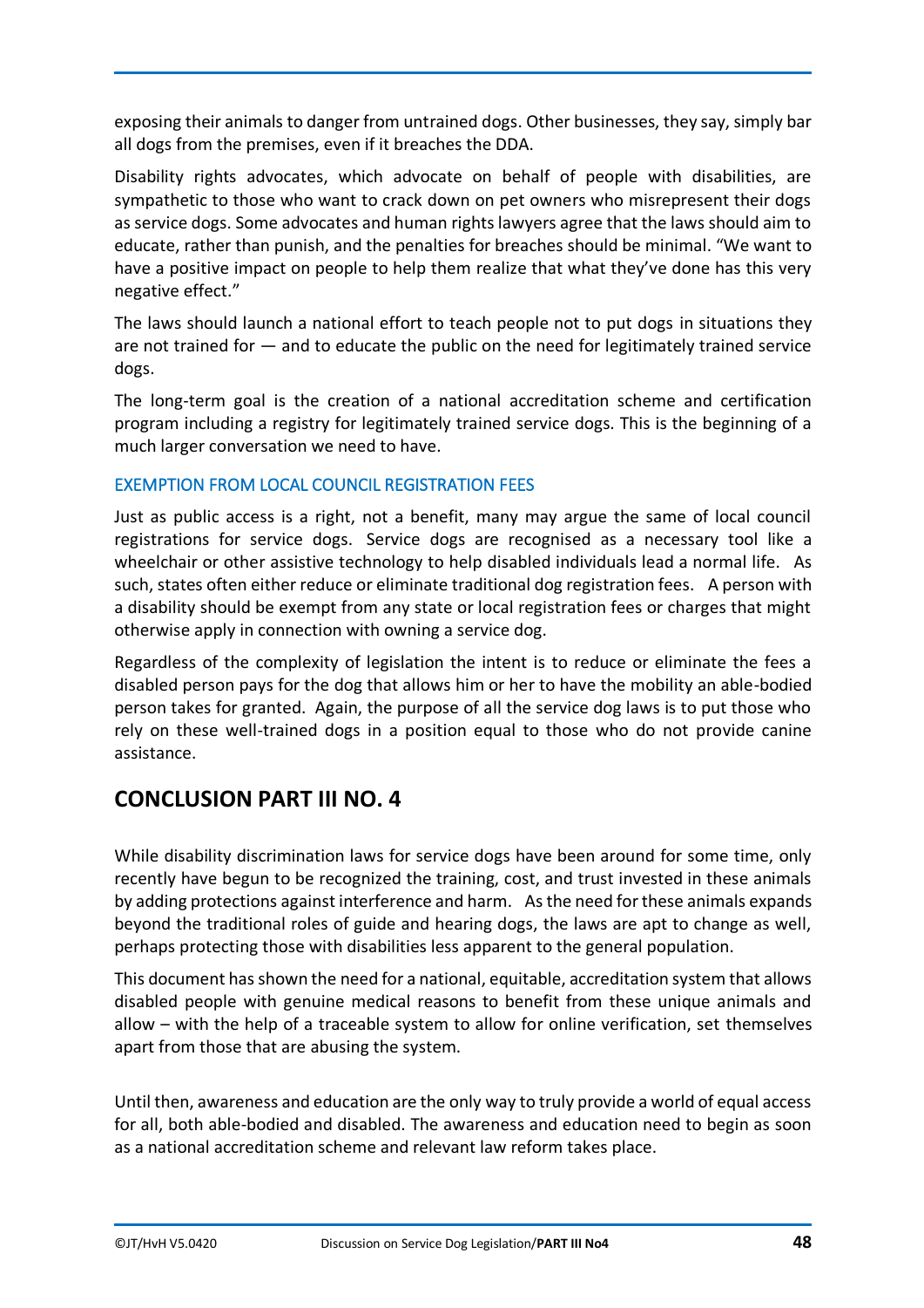exposing their animals to danger from untrained dogs. Other businesses, they say, simply bar all dogs from the premises, even if it breaches the DDA.

Disability rights advocates, which advocate on behalf of people with disabilities, are sympathetic to those who want to crack down on pet owners who misrepresent their dogs as service dogs. Some advocates and human rights lawyers agree that the laws should aim to educate, rather than punish, and the penalties for breaches should be minimal. "We want to have a positive impact on people to help them realize that what they've done has this very negative effect."

The laws should launch a national effort to teach people not to put dogs in situations they are not trained for — and to educate the public on the need for legitimately trained service dogs.

The long-term goal is the creation of a national accreditation scheme and certification program including a registry for legitimately trained service dogs. This is the beginning of a much larger conversation we need to have.

### EXEMPTION FROM LOCAL COUNCIL REGISTRATION FEES

Just as public access is a right, not a benefit, many may argue the same of local council registrations for service dogs. Service dogs are recognised as a necessary tool like a wheelchair or other assistive technology to help disabled individuals lead a normal life. As such, states often either reduce or eliminate traditional dog registration fees. A person with a disability should be exempt from any state or local registration fees or charges that might otherwise apply in connection with owning a service dog.

Regardless of the complexity of legislation the intent is to reduce or eliminate the fees a disabled person pays for the dog that allows him or her to have the mobility an able-bodied person takes for granted. Again, the purpose of all the service dog laws is to put those who rely on these well-trained dogs in a position equal to those who do not provide canine assistance.

## CONCLUSION PART III NO. 4

While disability discrimination laws for service dogs have been around for some time, only recently have begun to be recognized the training, cost, and trust invested in these animals by adding protections against interference and harm. As the need for these animals expands beyond the traditional roles of guide and hearing dogs, the laws are apt to change as well, perhaps protecting those with disabilities less apparent to the general population.

This document has shown the need for a national, equitable, accreditation system that allows disabled people with genuine medical reasons to benefit from these unique animals and allow – with the help of a traceable system to allow for online verification, set themselves apart from those that are abusing the system.

Until then, awareness and education are the only way to truly provide a world of equal access for all, both able-bodied and disabled. The awareness and education need to begin as soon as a national accreditation scheme and relevant law reform takes place.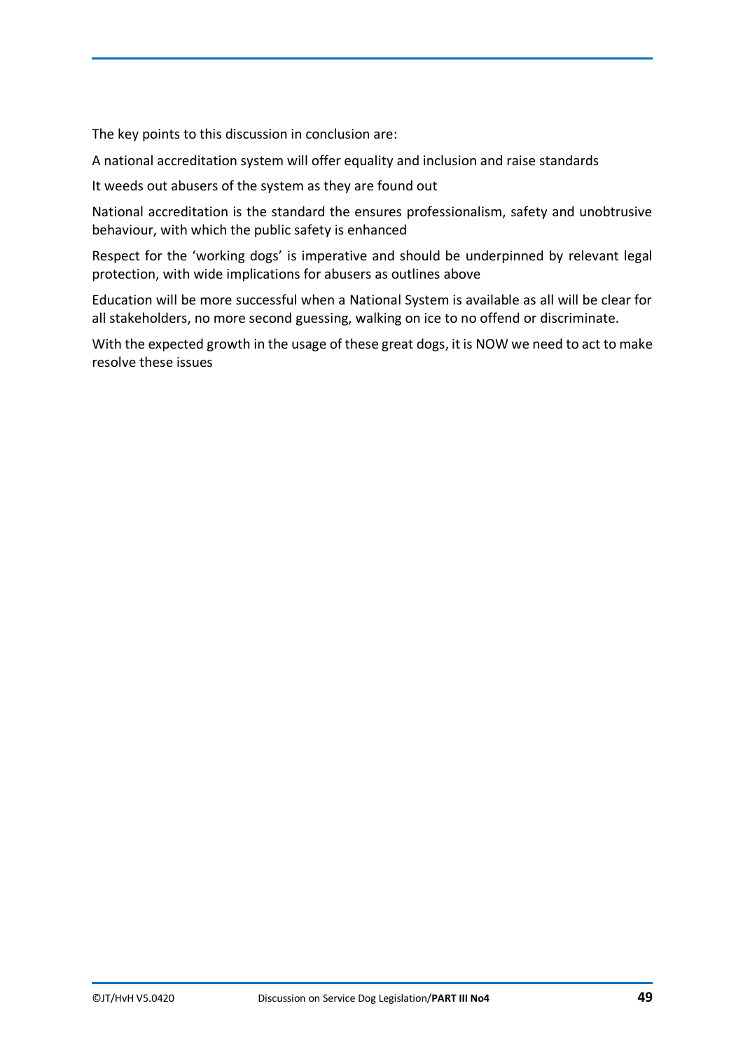The key points to this discussion in conclusion are:

A national accreditation system will offer equality and inclusion and raise standards

It weeds out abusers of the system as they are found out

National accreditation is the standard the ensures professionalism, safety and unobtrusive behaviour, with which the public safety is enhanced

Respect for the 'working dogs' is imperative and should be underpinned by relevant legal protection, with wide implications for abusers as outlines above

Education will be more successful when a National System is available as all will be clear for all stakeholders, no more second guessing, walking on ice to no offend or discriminate.

With the expected growth in the usage of these great dogs, it is NOW we need to act to make resolve these issues